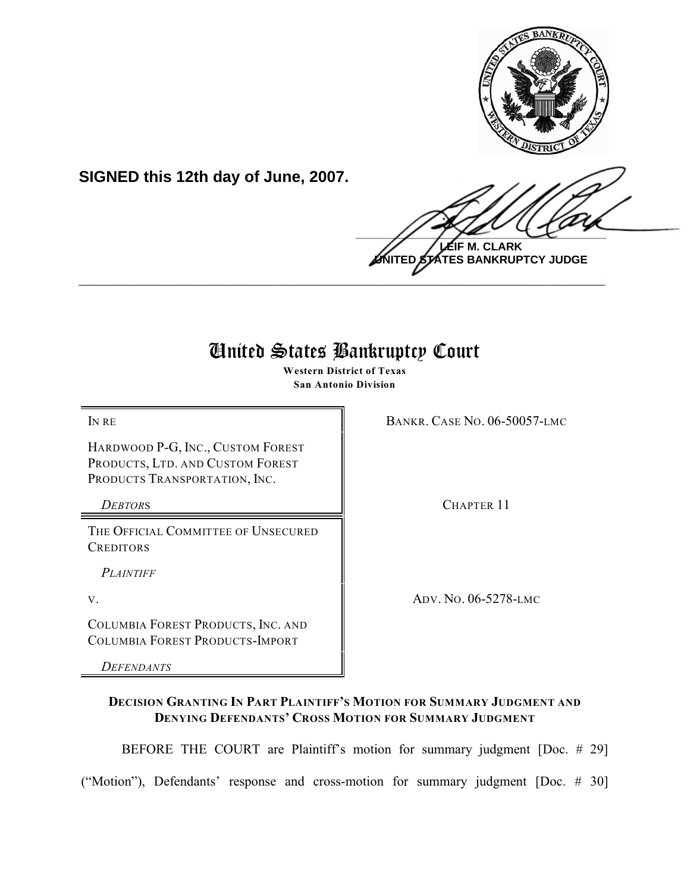**SIGNED this 12th day of June, 2007.**

**LEIF M. CLARK**
**UNITED STATES BANKRUPTCY JUDGE**

# United States Bankruptcy Court

**Western District of Texas**
**San Antonio Division**

| | |
|---|---|
| IN RE<br><br>HARDWOOD P-G, INC., CUSTOM FOREST PRODUCTS, LTD. AND CUSTOM FOREST PRODUCTS TRANSPORTATION, INC.<br><br>*DEBTORS* | BANKR. CASE NO. 06-50057-LMC<br><br>CHAPTER 11 |
| THE OFFICIAL COMMITTEE OF UNSECURED CREDITORS<br><br>*PLAINTIFF*<br><br>V.<br><br>COLUMBIA FOREST PRODUCTS, INC. AND COLUMBIA FOREST PRODUCTS-IMPORT<br><br>*DEFENDANTS* | ADV. NO. 06-5278-LMC |

**DECISION GRANTING IN PART PLAINTIFF'S MOTION FOR SUMMARY JUDGMENT AND DENYING DEFENDANTS' CROSS MOTION FOR SUMMARY JUDGMENT**

BEFORE THE COURT are Plaintiff's motion for summary judgment [Doc. # 29] ("Motion"), Defendants' response and cross-motion for summary judgment [Doc. # 30]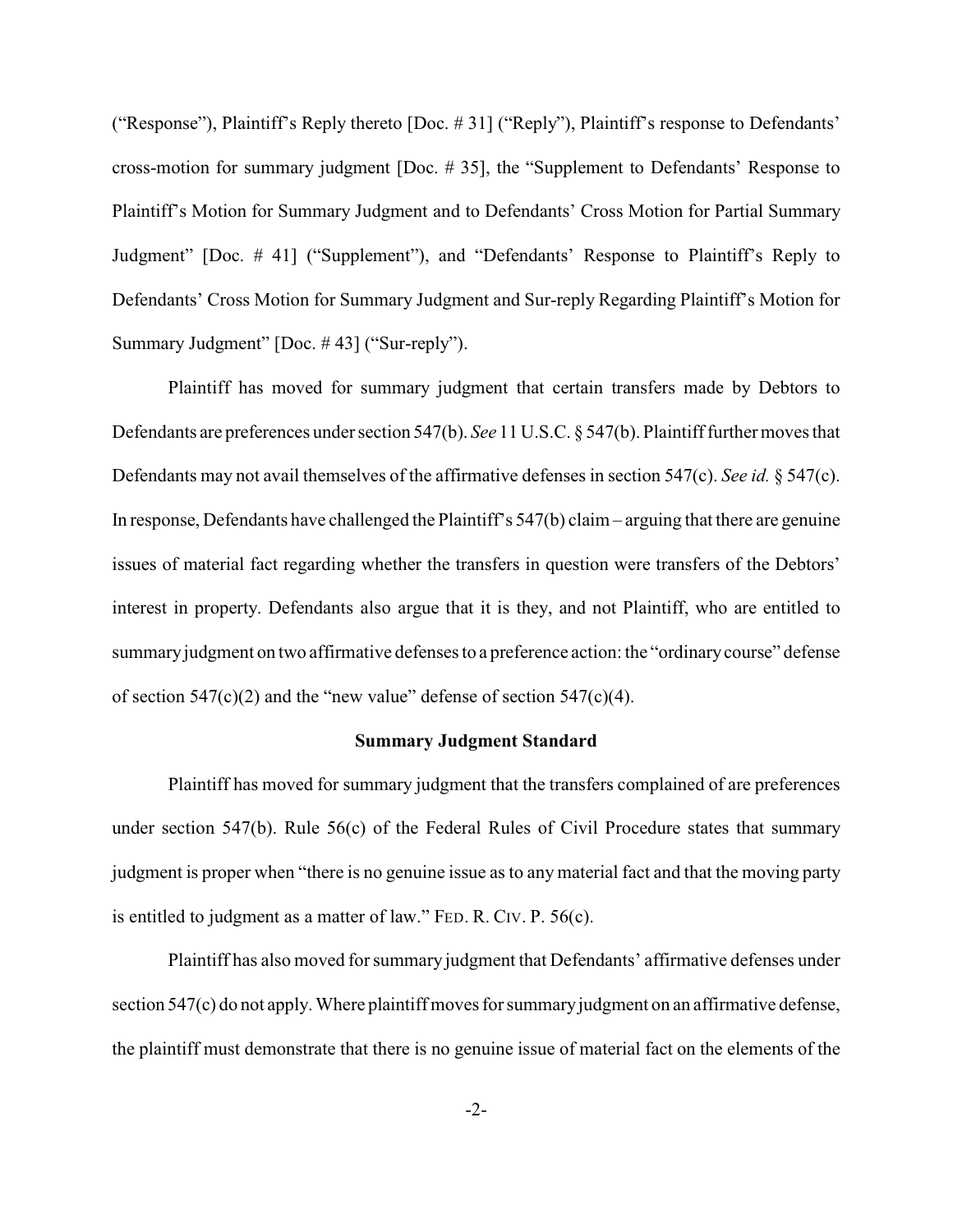("Response"), Plaintiff's Reply thereto [Doc. # 31] ("Reply"), Plaintiff's response to Defendants' cross-motion for summary judgment [Doc. # 35], the "Supplement to Defendants' Response to Plaintiff's Motion for Summary Judgment and to Defendants' Cross Motion for Partial Summary Judgment" [Doc. # 41] ("Supplement"), and "Defendants' Response to Plaintiff's Reply to Defendants' Cross Motion for Summary Judgment and Sur-reply Regarding Plaintiff's Motion for Summary Judgment" [Doc. # 43] ("Sur-reply").

Plaintiff has moved for summary judgment that certain transfers made by Debtors to Defendants are preferences under section 547(b). *See* 11 U.S.C. § 547(b). Plaintiff further moves that Defendants may not avail themselves of the affirmative defenses in section 547(c). *See id.* § 547(c). In response, Defendants have challenged the Plaintiff's 547(b) claim – arguing that there are genuine issues of material fact regarding whether the transfers in question were transfers of the Debtors' interest in property. Defendants also argue that it is they, and not Plaintiff, who are entitled to summary judgment on two affirmative defenses to a preference action: the "ordinary course" defense of section 547(c)(2) and the "new value" defense of section 547(c)(4).

**Summary Judgment Standard**

Plaintiff has moved for summary judgment that the transfers complained of are preferences under section 547(b). Rule 56(c) of the Federal Rules of Civil Procedure states that summary judgment is proper when "there is no genuine issue as to any material fact and that the moving party is entitled to judgment as a matter of law." FED. R. CIV. P. 56(c).

Plaintiff has also moved for summary judgment that Defendants' affirmative defenses under section 547(c) do not apply. Where plaintiff moves for summary judgment on an affirmative defense, the plaintiff must demonstrate that there is no genuine issue of material fact on the elements of the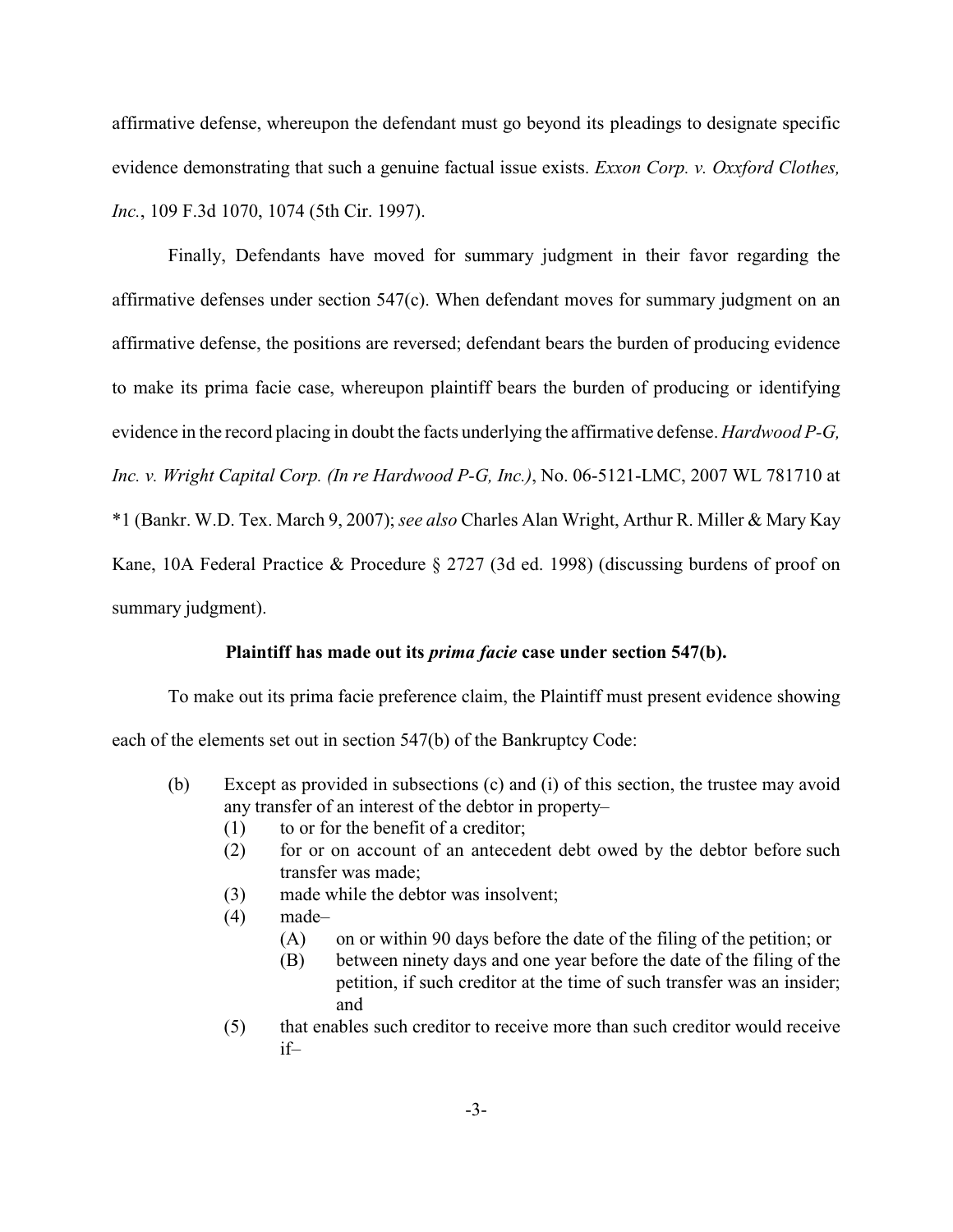affirmative defense, whereupon the defendant must go beyond its pleadings to designate specific evidence demonstrating that such a genuine factual issue exists. *Exxon Corp. v. Oxxford Clothes, Inc.*, 109 F.3d 1070, 1074 (5th Cir. 1997).

Finally, Defendants have moved for summary judgment in their favor regarding the affirmative defenses under section 547(c). When defendant moves for summary judgment on an affirmative defense, the positions are reversed; defendant bears the burden of producing evidence to make its prima facie case, whereupon plaintiff bears the burden of producing or identifying evidence in the record placing in doubt the facts underlying the affirmative defense. *Hardwood P-G, Inc. v. Wright Capital Corp. (In re Hardwood P-G, Inc.)*, No. 06-5121-LMC, 2007 WL 781710 at *1 (Bankr. W.D. Tex. March 9, 2007); *see also* Charles Alan Wright, Arthur R. Miller & Mary Kay Kane, 10A Federal Practice & Procedure § 2727 (3d ed. 1998) (discussing burdens of proof on summary judgment).

**Plaintiff has made out its *prima facie* case under section 547(b).**

To make out its prima facie preference claim, the Plaintiff must present evidence showing each of the elements set out in section 547(b) of the Bankruptcy Code:

> (b) Except as provided in subsections (c) and (i) of this section, the trustee may avoid any transfer of an interest of the debtor in property–
>
> (1) to or for the benefit of a creditor;
>
> (2) for or on account of an antecedent debt owed by the debtor before such transfer was made;
>
> (3) made while the debtor was insolvent;
>
> (4) made–
>
> (A) on or within 90 days before the date of the filing of the petition; or
>
> (B) between ninety days and one year before the date of the filing of the petition, if such creditor at the time of such transfer was an insider; and
>
> (5) that enables such creditor to receive more than such creditor would receive if–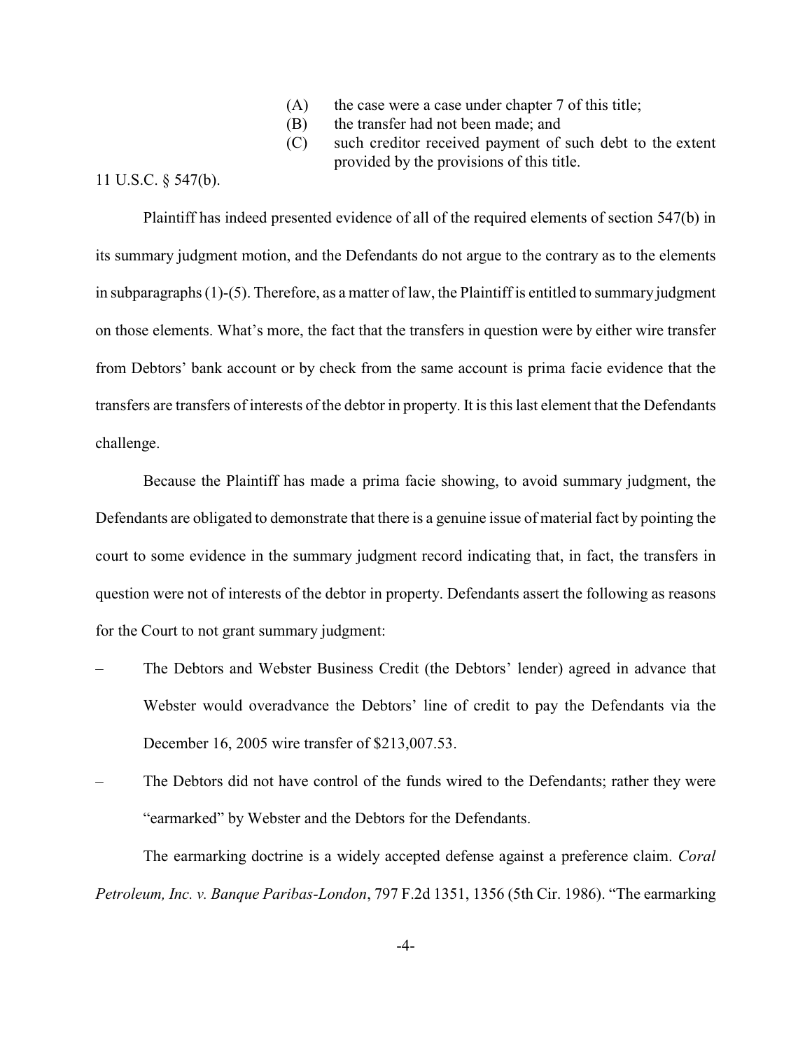> (A) the case were a case under chapter 7 of this title;
> (B) the transfer had not been made; and
> (C) such creditor received payment of such debt to the extent provided by the provisions of this title.

11 U.S.C. § 547(b).

Plaintiff has indeed presented evidence of all of the required elements of section 547(b) in its summary judgment motion, and the Defendants do not argue to the contrary as to the elements in subparagraphs (1)-(5). Therefore, as a matter of law, the Plaintiff is entitled to summary judgment on those elements. What's more, the fact that the transfers in question were by either wire transfer from Debtors' bank account or by check from the same account is prima facie evidence that the transfers are transfers of interests of the debtor in property. It is this last element that the Defendants challenge.

Because the Plaintiff has made a prima facie showing, to avoid summary judgment, the Defendants are obligated to demonstrate that there is a genuine issue of material fact by pointing the court to some evidence in the summary judgment record indicating that, in fact, the transfers in question were not of interests of the debtor in property. Defendants assert the following as reasons for the Court to not grant summary judgment:

- The Debtors and Webster Business Credit (the Debtors' lender) agreed in advance that Webster would overadvance the Debtors' line of credit to pay the Defendants via the December 16, 2005 wire transfer of $213,007.53.
- The Debtors did not have control of the funds wired to the Defendants; rather they were "earmarked" by Webster and the Debtors for the Defendants.

The earmarking doctrine is a widely accepted defense against a preference claim. *Coral Petroleum, Inc. v. Banque Paribas-London*, 797 F.2d 1351, 1356 (5th Cir. 1986). "The earmarking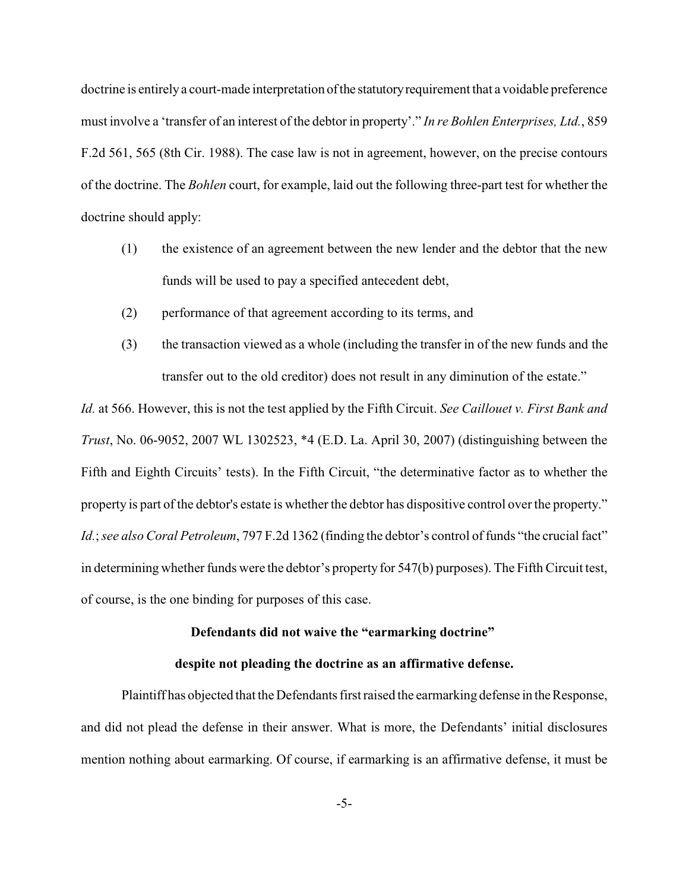doctrine is entirely a court-made interpretation of the statutory requirement that a voidable preference must involve a 'transfer of an interest of the debtor in property'." *In re Bohlen Enterprises, Ltd.*, 859 F.2d 561, 565 (8th Cir. 1988). The case law is not in agreement, however, on the precise contours of the doctrine. The *Bohlen* court, for example, laid out the following three-part test for whether the doctrine should apply:

> (1) the existence of an agreement between the new lender and the debtor that the new funds will be used to pay a specified antecedent debt,
>
> (2) performance of that agreement according to its terms, and
>
> (3) the transaction viewed as a whole (including the transfer in of the new funds and the transfer out to the old creditor) does not result in any diminution of the estate."

*Id.* at 566. However, this is not the test applied by the Fifth Circuit. *See Caillouet v. First Bank and Trust*, No. 06-9052, 2007 WL 1302523, *4 (E.D. La. April 30, 2007) (distinguishing between the Fifth and Eighth Circuits' tests). In the Fifth Circuit, "the determinative factor as to whether the property is part of the debtor's estate is whether the debtor has dispositive control over the property." *Id.*; *see also Coral Petroleum*, 797 F.2d 1362 (finding the debtor's control of funds "the crucial fact" in determining whether funds were the debtor's property for 547(b) purposes). The Fifth Circuit test, of course, is the one binding for purposes of this case.

**Defendants did not waive the "earmarking doctrine" despite not pleading the doctrine as an affirmative defense.**

Plaintiff has objected that the Defendants first raised the earmarking defense in the Response, and did not plead the defense in their answer. What is more, the Defendants' initial disclosures mention nothing about earmarking. Of course, if earmarking is an affirmative defense, it must be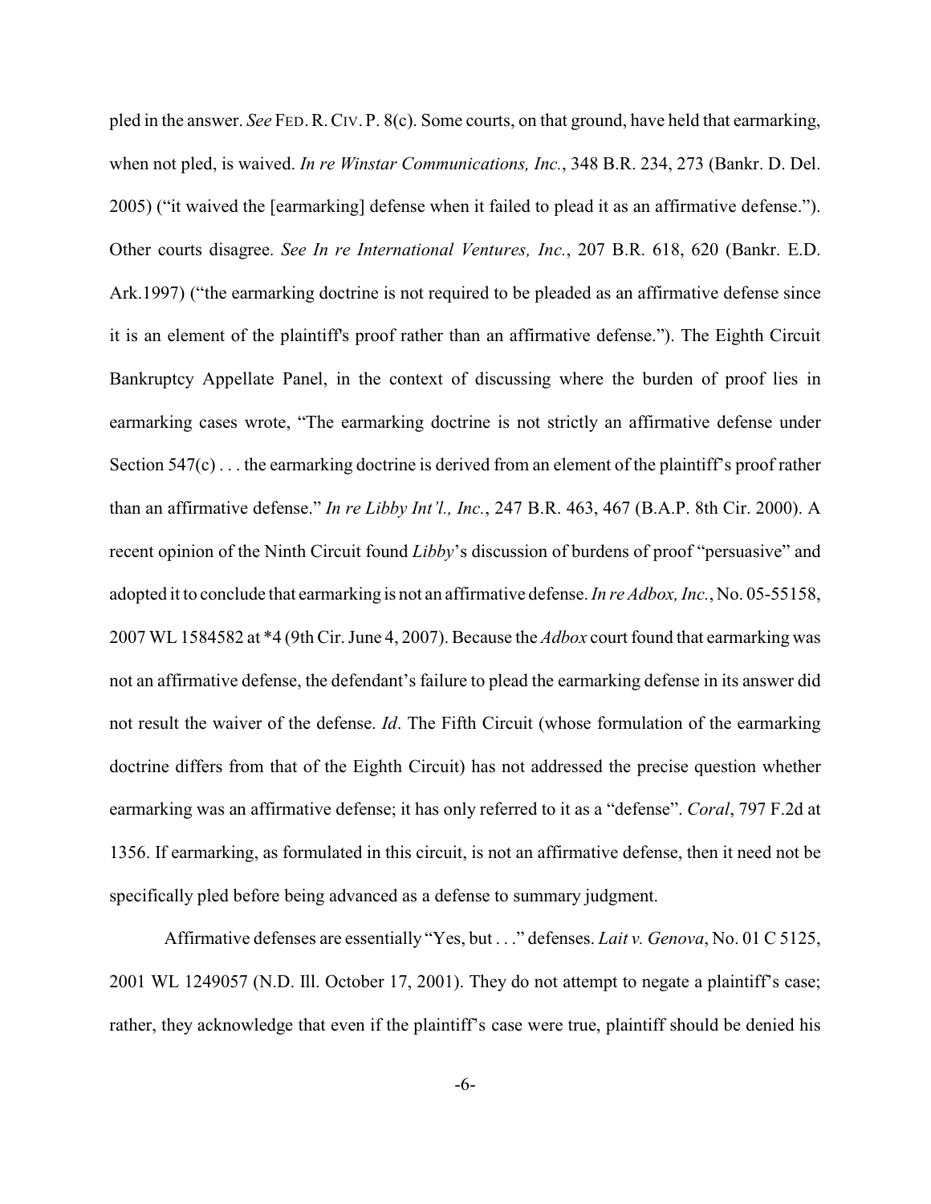pled in the answer. *See* FED. R. CIV. P. 8(c). Some courts, on that ground, have held that earmarking, when not pled, is waived. *In re Winstar Communications, Inc.*, 348 B.R. 234, 273 (Bankr. D. Del. 2005) ("it waived the [earmarking] defense when it failed to plead it as an affirmative defense."). Other courts disagree. *See In re International Ventures, Inc.*, 207 B.R. 618, 620 (Bankr. E.D. Ark.1997) ("the earmarking doctrine is not required to be pleaded as an affirmative defense since it is an element of the plaintiff's proof rather than an affirmative defense."). The Eighth Circuit Bankruptcy Appellate Panel, in the context of discussing where the burden of proof lies in earmarking cases wrote, "The earmarking doctrine is not strictly an affirmative defense under Section 547(c) . . . the earmarking doctrine is derived from an element of the plaintiff's proof rather than an affirmative defense." *In re Libby Int'l., Inc.*, 247 B.R. 463, 467 (B.A.P. 8th Cir. 2000). A recent opinion of the Ninth Circuit found *Libby*'s discussion of burdens of proof "persuasive" and adopted it to conclude that earmarking is not an affirmative defense. *In re Adbox, Inc.*, No. 05-55158, 2007 WL 1584582 at *4 (9th Cir. June 4, 2007). Because the *Adbox* court found that earmarking was not an affirmative defense, the defendant's failure to plead the earmarking defense in its answer did not result the waiver of the defense. *Id*. The Fifth Circuit (whose formulation of the earmarking doctrine differs from that of the Eighth Circuit) has not addressed the precise question whether earmarking was an affirmative defense; it has only referred to it as a "defense". *Coral*, 797 F.2d at 1356. If earmarking, as formulated in this circuit, is not an affirmative defense, then it need not be specifically pled before being advanced as a defense to summary judgment.

Affirmative defenses are essentially "Yes, but . . ." defenses. *Lait v. Genova*, No. 01 C 5125, 2001 WL 1249057 (N.D. Ill. October 17, 2001). They do not attempt to negate a plaintiff's case; rather, they acknowledge that even if the plaintiff's case were true, plaintiff should be denied his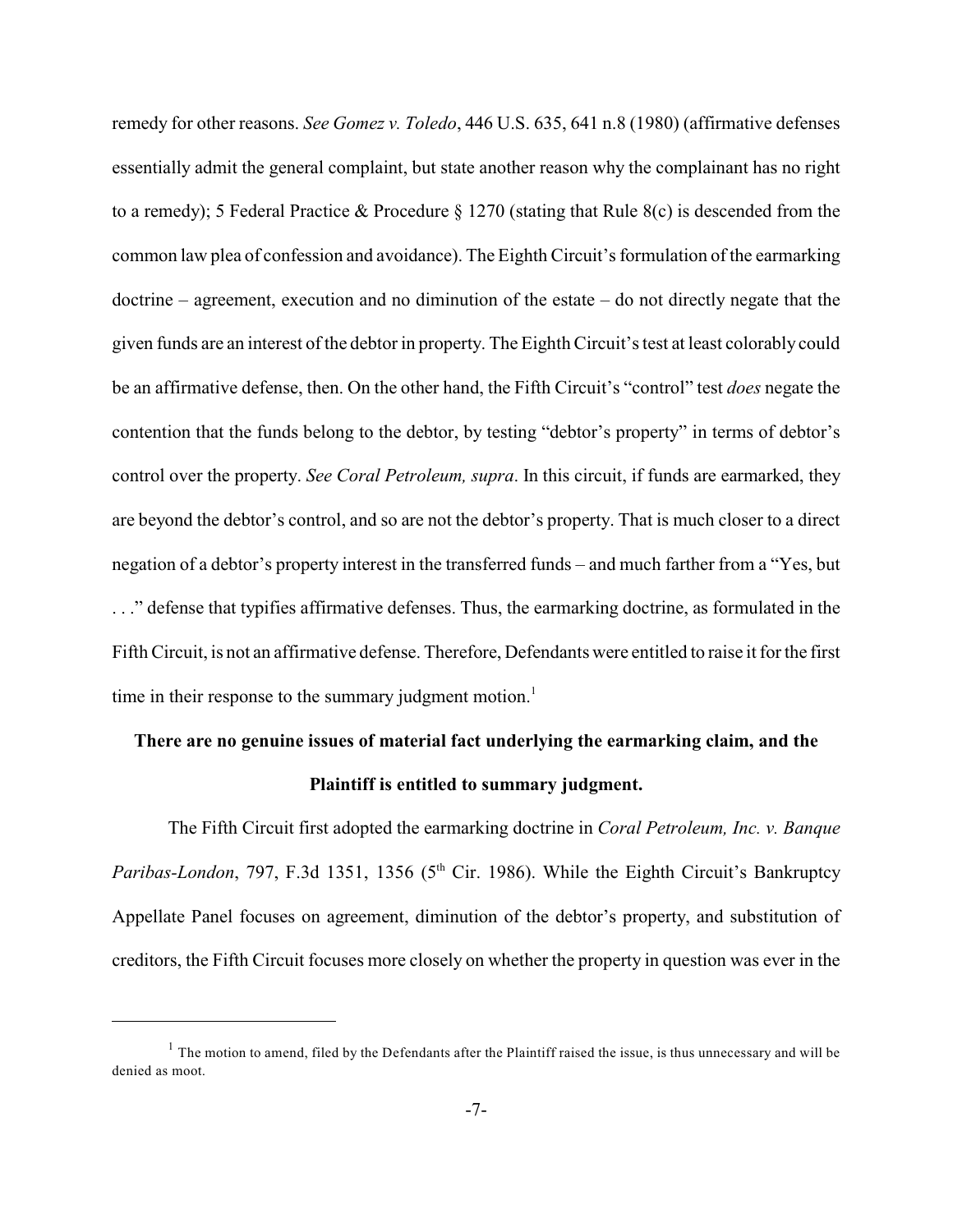remedy for other reasons. *See Gomez v. Toledo*, 446 U.S. 635, 641 n.8 (1980) (affirmative defenses essentially admit the general complaint, but state another reason why the complainant has no right to a remedy); 5 Federal Practice & Procedure § 1270 (stating that Rule 8(c) is descended from the common law plea of confession and avoidance). The Eighth Circuit's formulation of the earmarking doctrine – agreement, execution and no diminution of the estate – do not directly negate that the given funds are an interest of the debtor in property. The Eighth Circuit's test at least colorably could be an affirmative defense, then. On the other hand, the Fifth Circuit's "control" test *does* negate the contention that the funds belong to the debtor, by testing "debtor's property" in terms of debtor's control over the property. *See Coral Petroleum, supra*. In this circuit, if funds are earmarked, they are beyond the debtor's control, and so are not the debtor's property. That is much closer to a direct negation of a debtor's property interest in the transferred funds – and much farther from a "Yes, but . . ." defense that typifies affirmative defenses. Thus, the earmarking doctrine, as formulated in the Fifth Circuit, is not an affirmative defense. Therefore, Defendants were entitled to raise it for the first time in their response to the summary judgment motion.[1]

**There are no genuine issues of material fact underlying the earmarking claim, and the Plaintiff is entitled to summary judgment.**

The Fifth Circuit first adopted the earmarking doctrine in *Coral Petroleum, Inc. v. Banque Paribas-London*, 797, F.3d 1351, 1356 (5th Cir. 1986). While the Eighth Circuit's Bankruptcy Appellate Panel focuses on agreement, diminution of the debtor's property, and substitution of creditors, the Fifth Circuit focuses more closely on whether the property in question was ever in the

---

[1] The motion to amend, filed by the Defendants after the Plaintiff raised the issue, is thus unnecessary and will be denied as moot.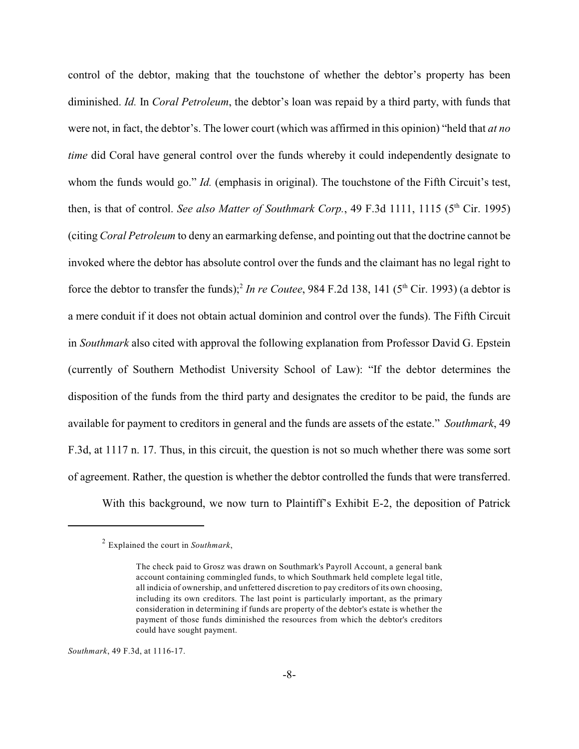control of the debtor, making that the touchstone of whether the debtor's property has been diminished. *Id.* In *Coral Petroleum*, the debtor's loan was repaid by a third party, with funds that were not, in fact, the debtor's. The lower court (which was affirmed in this opinion) "held that *at no time* did Coral have general control over the funds whereby it could independently designate to whom the funds would go." *Id.* (emphasis in original). The touchstone of the Fifth Circuit's test, then, is that of control. *See also Matter of Southmark Corp.*, 49 F.3d 1111, 1115 (5th Cir. 1995) (citing *Coral Petroleum* to deny an earmarking defense, and pointing out that the doctrine cannot be invoked where the debtor has absolute control over the funds and the claimant has no legal right to force the debtor to transfer the funds);[2] *In re Coutee*, 984 F.2d 138, 141 (5th Cir. 1993) (a debtor is a mere conduit if it does not obtain actual dominion and control over the funds). The Fifth Circuit in *Southmark* also cited with approval the following explanation from Professor David G. Epstein (currently of Southern Methodist University School of Law): "If the debtor determines the disposition of the funds from the third party and designates the creditor to be paid, the funds are available for payment to creditors in general and the funds are assets of the estate." *Southmark*, 49 F.3d, at 1117 n. 17. Thus, in this circuit, the question is not so much whether there was some sort of agreement. Rather, the question is whether the debtor controlled the funds that were transferred.

With this background, we now turn to Plaintiff's Exhibit E-2, the deposition of Patrick

---

[2] Explained the court in *Southmark*,

> The check paid to Grosz was drawn on Southmark's Payroll Account, a general bank account containing commingled funds, to which Southmark held complete legal title, all indicia of ownership, and unfettered discretion to pay creditors of its own choosing, including its own creditors. The last point is particularly important, as the primary consideration in determining if funds are property of the debtor's estate is whether the payment of those funds diminished the resources from which the debtor's creditors could have sought payment.

*Southmark*, 49 F.3d, at 1116-17.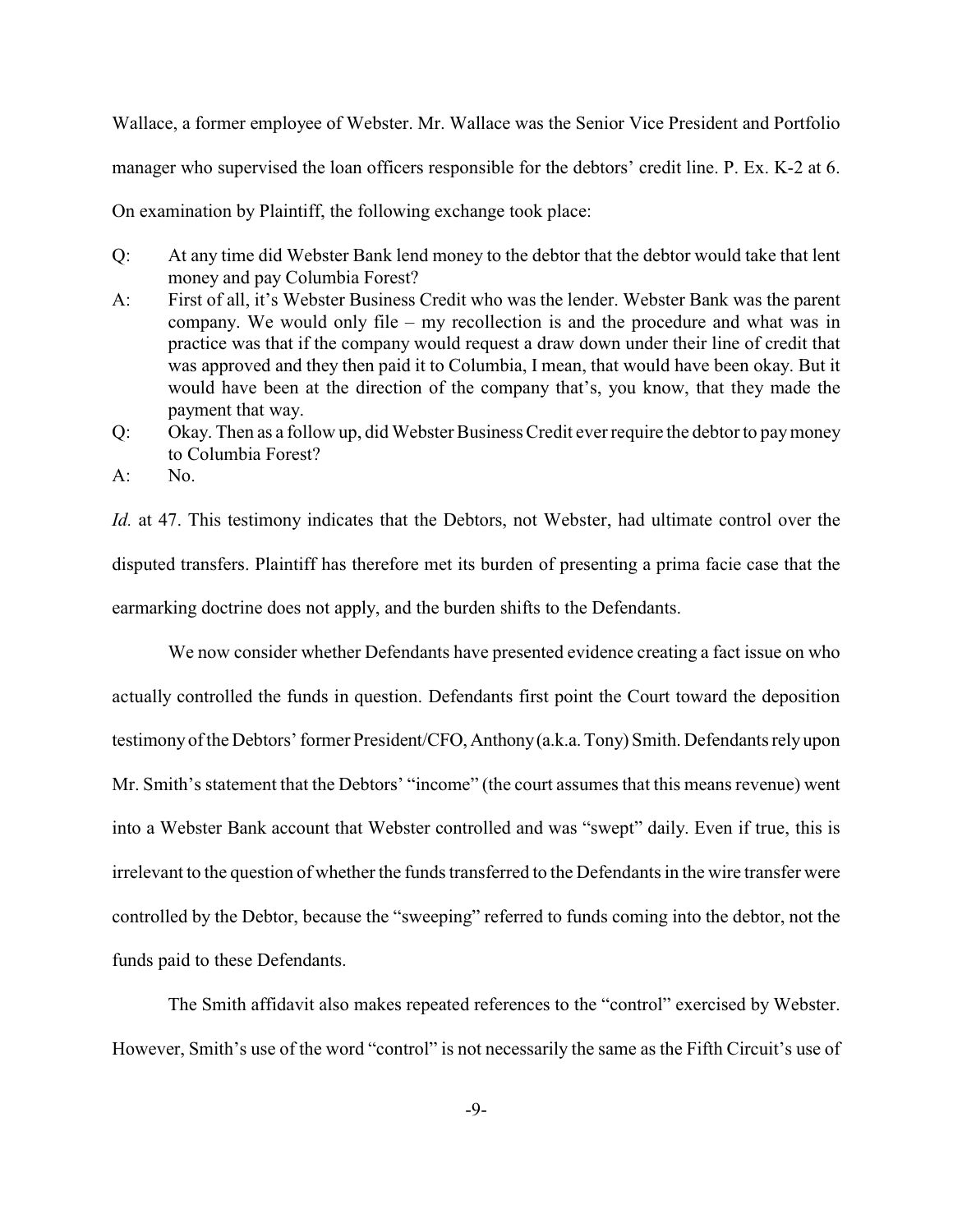Wallace, a former employee of Webster. Mr. Wallace was the Senior Vice President and Portfolio manager who supervised the loan officers responsible for the debtors' credit line. P. Ex. K-2 at 6. On examination by Plaintiff, the following exchange took place:

Q: At any time did Webster Bank lend money to the debtor that the debtor would take that lent money and pay Columbia Forest?

A: First of all, it's Webster Business Credit who was the lender. Webster Bank was the parent company. We would only file – my recollection is and the procedure and what was in practice was that if the company would request a draw down under their line of credit that was approved and they then paid it to Columbia, I mean, that would have been okay. But it would have been at the direction of the company that's, you know, that they made the payment that way.

Q: Okay. Then as a follow up, did Webster Business Credit ever require the debtor to pay money to Columbia Forest?

A: No.

*Id.* at 47. This testimony indicates that the Debtors, not Webster, had ultimate control over the disputed transfers. Plaintiff has therefore met its burden of presenting a prima facie case that the earmarking doctrine does not apply, and the burden shifts to the Defendants.

We now consider whether Defendants have presented evidence creating a fact issue on who actually controlled the funds in question. Defendants first point the Court toward the deposition testimony of the Debtors' former President/CFO, Anthony (a.k.a. Tony) Smith. Defendants rely upon Mr. Smith's statement that the Debtors' "income" (the court assumes that this means revenue) went into a Webster Bank account that Webster controlled and was "swept" daily. Even if true, this is irrelevant to the question of whether the funds transferred to the Defendants in the wire transfer were controlled by the Debtor, because the "sweeping" referred to funds coming into the debtor, not the funds paid to these Defendants.

The Smith affidavit also makes repeated references to the "control" exercised by Webster. However, Smith's use of the word "control" is not necessarily the same as the Fifth Circuit's use of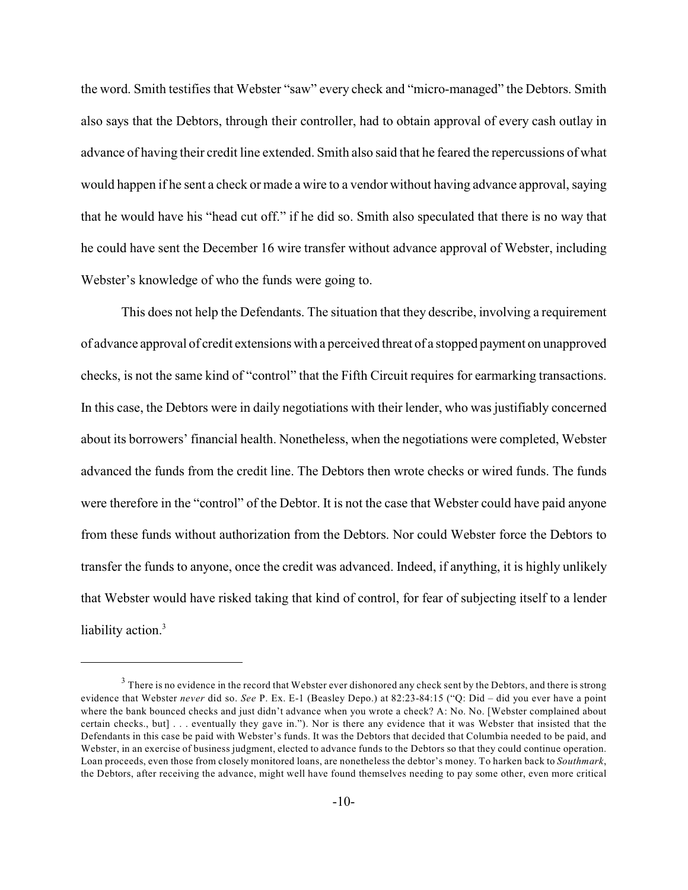the word. Smith testifies that Webster "saw" every check and "micro-managed" the Debtors. Smith also says that the Debtors, through their controller, had to obtain approval of every cash outlay in advance of having their credit line extended. Smith also said that he feared the repercussions of what would happen if he sent a check or made a wire to a vendor without having advance approval, saying that he would have his "head cut off." if he did so. Smith also speculated that there is no way that he could have sent the December 16 wire transfer without advance approval of Webster, including Webster's knowledge of who the funds were going to.

This does not help the Defendants. The situation that they describe, involving a requirement of advance approval of credit extensions with a perceived threat of a stopped payment on unapproved checks, is not the same kind of "control" that the Fifth Circuit requires for earmarking transactions. In this case, the Debtors were in daily negotiations with their lender, who was justifiably concerned about its borrowers' financial health. Nonetheless, when the negotiations were completed, Webster advanced the funds from the credit line. The Debtors then wrote checks or wired funds. The funds were therefore in the "control" of the Debtor. It is not the case that Webster could have paid anyone from these funds without authorization from the Debtors. Nor could Webster force the Debtors to transfer the funds to anyone, once the credit was advanced. Indeed, if anything, it is highly unlikely that Webster would have risked taking that kind of control, for fear of subjecting itself to a lender liability action.[3]

---

[3] There is no evidence in the record that Webster ever dishonored any check sent by the Debtors, and there is strong evidence that Webster *never* did so. *See* P. Ex. E-1 (Beasley Depo.) at 82:23-84:15 ("Q: Did – did you ever have a point where the bank bounced checks and just didn't advance when you wrote a check? A: No. No. [Webster complained about certain checks., but] . . . eventually they gave in."). Nor is there any evidence that it was Webster that insisted that the Defendants in this case be paid with Webster's funds. It was the Debtors that decided that Columbia needed to be paid, and Webster, in an exercise of business judgment, elected to advance funds to the Debtors so that they could continue operation. Loan proceeds, even those from closely monitored loans, are nonetheless the debtor's money. To harken back to *Southmark*, the Debtors, after receiving the advance, might well have found themselves needing to pay some other, even more critical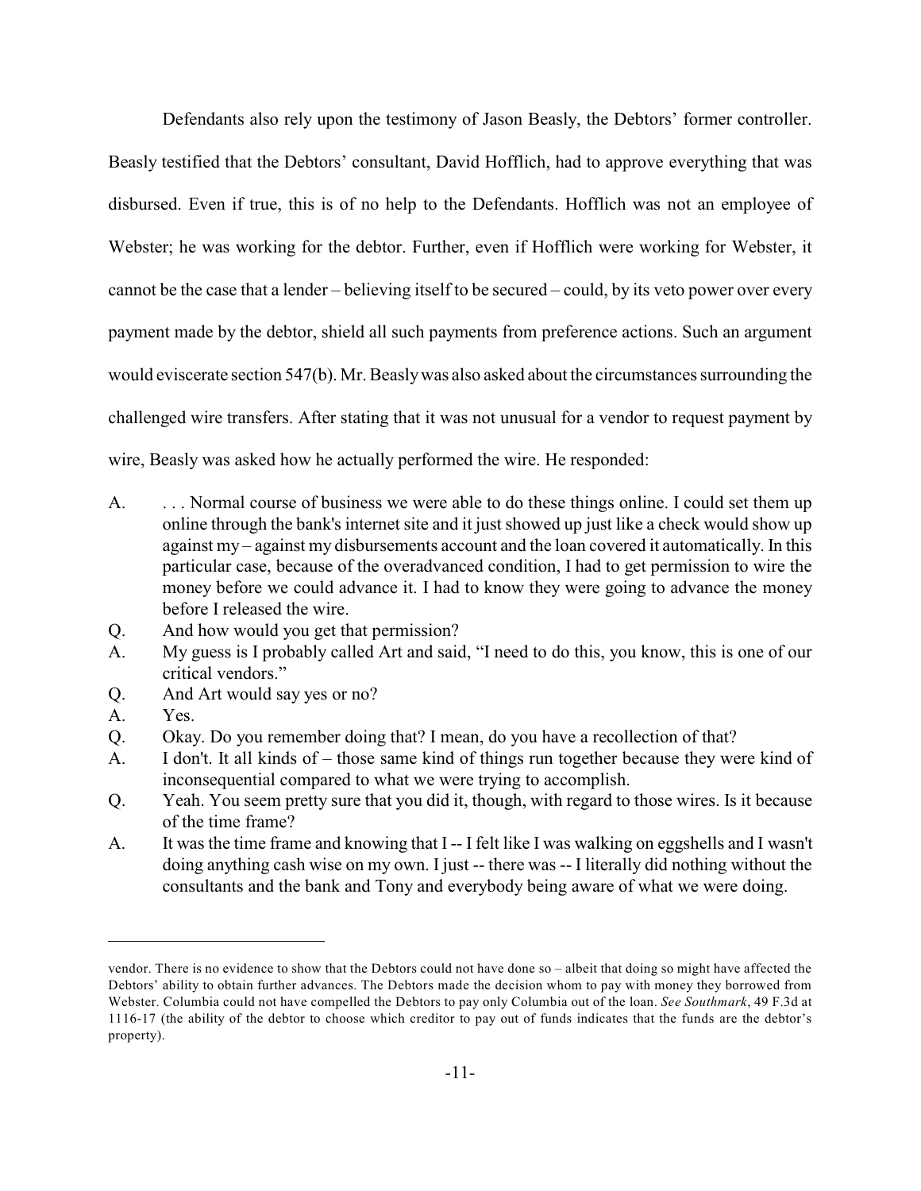Defendants also rely upon the testimony of Jason Beasly, the Debtors' former controller. Beasly testified that the Debtors' consultant, David Hofflich, had to approve everything that was disbursed. Even if true, this is of no help to the Defendants. Hofflich was not an employee of Webster; he was working for the debtor. Further, even if Hofflich were working for Webster, it cannot be the case that a lender – believing itself to be secured – could, by its veto power over every payment made by the debtor, shield all such payments from preference actions. Such an argument would eviscerate section 547(b). Mr. Beasly was also asked about the circumstances surrounding the challenged wire transfers. After stating that it was not unusual for a vendor to request payment by wire, Beasly was asked how he actually performed the wire. He responded:

A. . . . Normal course of business we were able to do these things online. I could set them up online through the bank's internet site and it just showed up just like a check would show up against my – against my disbursements account and the loan covered it automatically. In this particular case, because of the overadvanced condition, I had to get permission to wire the money before we could advance it. I had to know they were going to advance the money before I released the wire.

Q. And how would you get that permission?

A. My guess is I probably called Art and said, "I need to do this, you know, this is one of our critical vendors."

Q. And Art would say yes or no?

A. Yes.

Q. Okay. Do you remember doing that? I mean, do you have a recollection of that?

A. I don't. It all kinds of – those same kind of things run together because they were kind of inconsequential compared to what we were trying to accomplish.

Q. Yeah. You seem pretty sure that you did it, though, with regard to those wires. Is it because of the time frame?

A. It was the time frame and knowing that I -- I felt like I was walking on eggshells and I wasn't doing anything cash wise on my own. I just -- there was -- I literally did nothing without the consultants and the bank and Tony and everybody being aware of what we were doing.

---

vendor. There is no evidence to show that the Debtors could not have done so – albeit that doing so might have affected the Debtors' ability to obtain further advances. The Debtors made the decision whom to pay with money they borrowed from Webster. Columbia could not have compelled the Debtors to pay only Columbia out of the loan. *See Southmark*, 49 F.3d at 1116-17 (the ability of the debtor to choose which creditor to pay out of funds indicates that the funds are the debtor's property).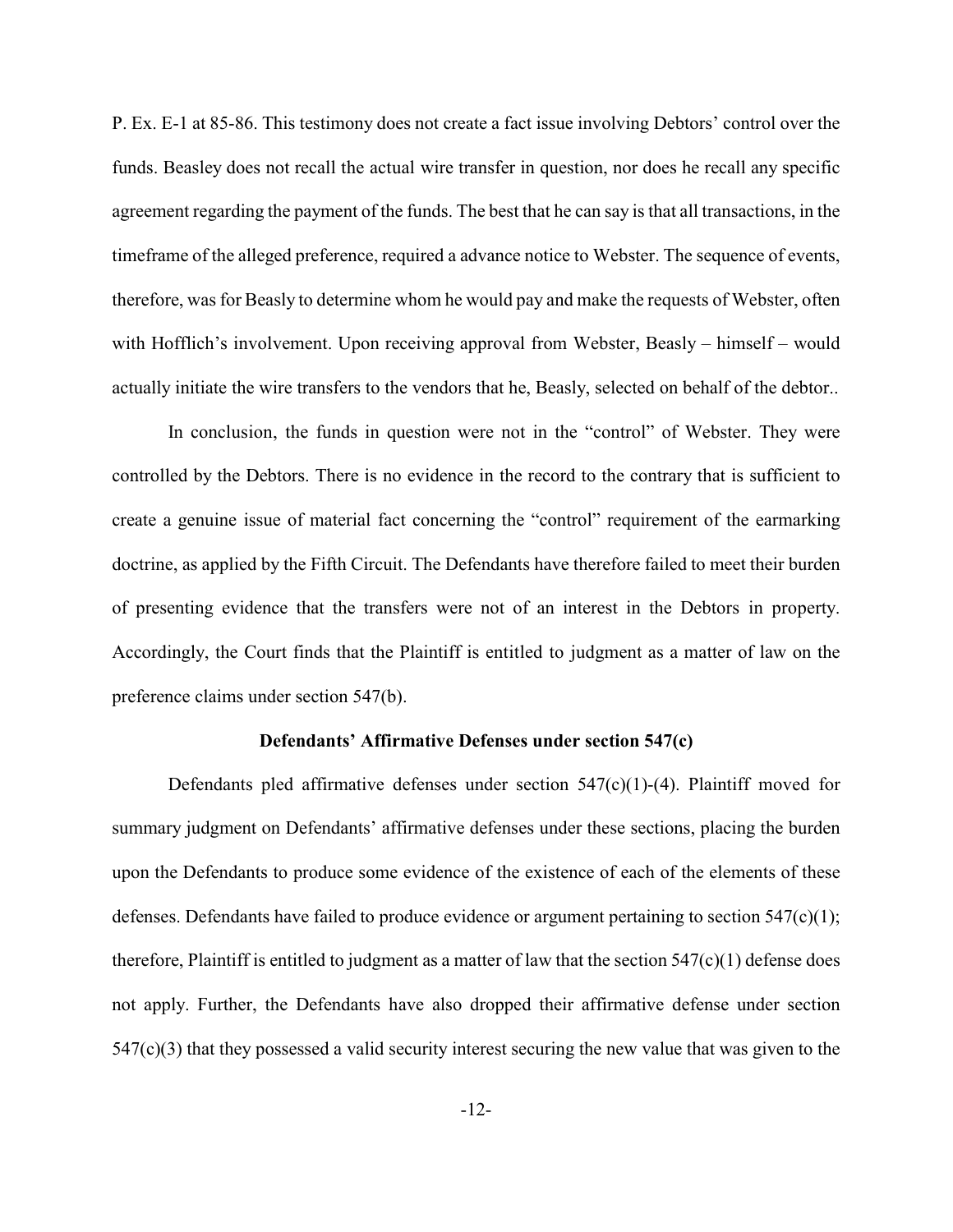P. Ex. E-1 at 85-86. This testimony does not create a fact issue involving Debtors' control over the funds. Beasley does not recall the actual wire transfer in question, nor does he recall any specific agreement regarding the payment of the funds. The best that he can say is that all transactions, in the timeframe of the alleged preference, required a advance notice to Webster. The sequence of events, therefore, was for Beasly to determine whom he would pay and make the requests of Webster, often with Hofflich's involvement. Upon receiving approval from Webster, Beasly – himself – would actually initiate the wire transfers to the vendors that he, Beasly, selected on behalf of the debtor..

In conclusion, the funds in question were not in the "control" of Webster. They were controlled by the Debtors. There is no evidence in the record to the contrary that is sufficient to create a genuine issue of material fact concerning the "control" requirement of the earmarking doctrine, as applied by the Fifth Circuit. The Defendants have therefore failed to meet their burden of presenting evidence that the transfers were not of an interest in the Debtors in property. Accordingly, the Court finds that the Plaintiff is entitled to judgment as a matter of law on the preference claims under section 547(b).

**Defendants' Affirmative Defenses under section 547(c)**

Defendants pled affirmative defenses under section 547(c)(1)-(4). Plaintiff moved for summary judgment on Defendants' affirmative defenses under these sections, placing the burden upon the Defendants to produce some evidence of the existence of each of the elements of these defenses. Defendants have failed to produce evidence or argument pertaining to section 547(c)(1); therefore, Plaintiff is entitled to judgment as a matter of law that the section 547(c)(1) defense does not apply. Further, the Defendants have also dropped their affirmative defense under section 547(c)(3) that they possessed a valid security interest securing the new value that was given to the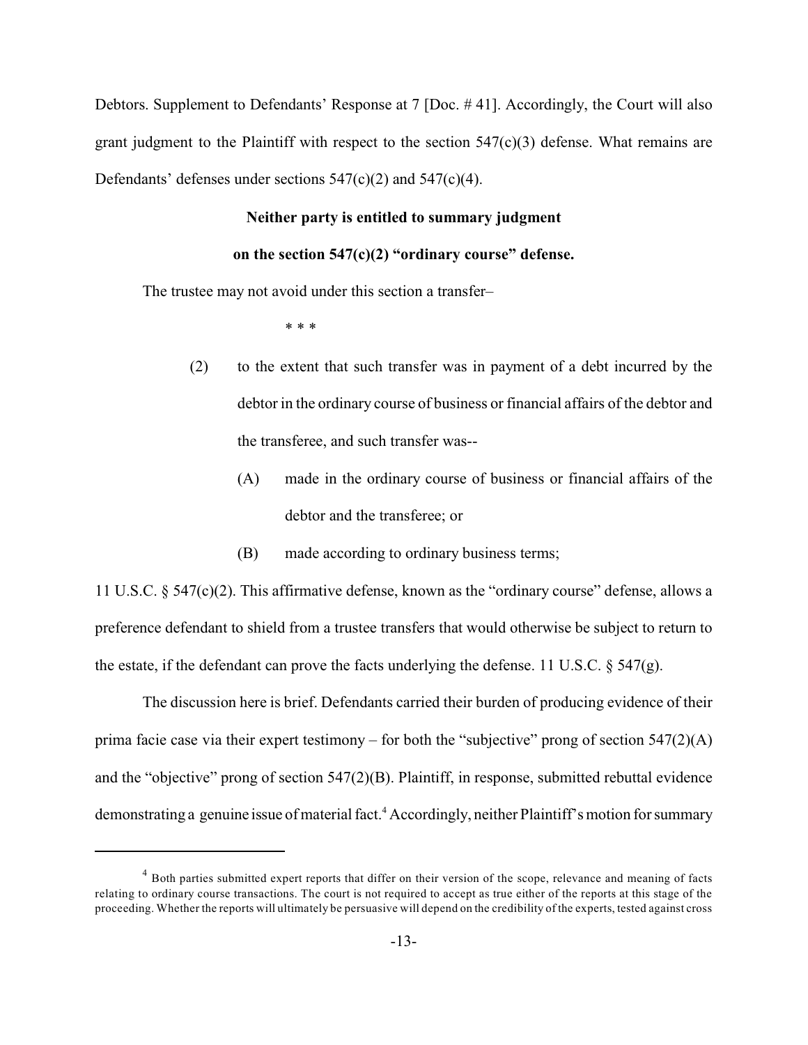Debtors. Supplement to Defendants' Response at 7 [Doc. # 41]. Accordingly, the Court will also grant judgment to the Plaintiff with respect to the section 547(c)(3) defense. What remains are Defendants' defenses under sections 547(c)(2) and 547(c)(4).

**Neither party is entitled to summary judgment**

**on the section 547(c)(2) "ordinary course" defense.**

The trustee may not avoid under this section a transfer–

\* \* \*

> (2) to the extent that such transfer was in payment of a debt incurred by the debtor in the ordinary course of business or financial affairs of the debtor and the transferee, and such transfer was--
>
> > (A) made in the ordinary course of business or financial affairs of the debtor and the transferee; or
> >
> > (B) made according to ordinary business terms;

11 U.S.C. § 547(c)(2). This affirmative defense, known as the "ordinary course" defense, allows a preference defendant to shield from a trustee transfers that would otherwise be subject to return to the estate, if the defendant can prove the facts underlying the defense. 11 U.S.C. § 547(g).

The discussion here is brief. Defendants carried their burden of producing evidence of their prima facie case via their expert testimony – for both the "subjective" prong of section 547(2)(A) and the "objective" prong of section 547(2)(B). Plaintiff, in response, submitted rebuttal evidence demonstrating a genuine issue of material fact.[4] Accordingly, neither Plaintiff's motion for summary

[4] Both parties submitted expert reports that differ on their version of the scope, relevance and meaning of facts relating to ordinary course transactions. The court is not required to accept as true either of the reports at this stage of the proceeding. Whether the reports will ultimately be persuasive will depend on the credibility of the experts, tested against cross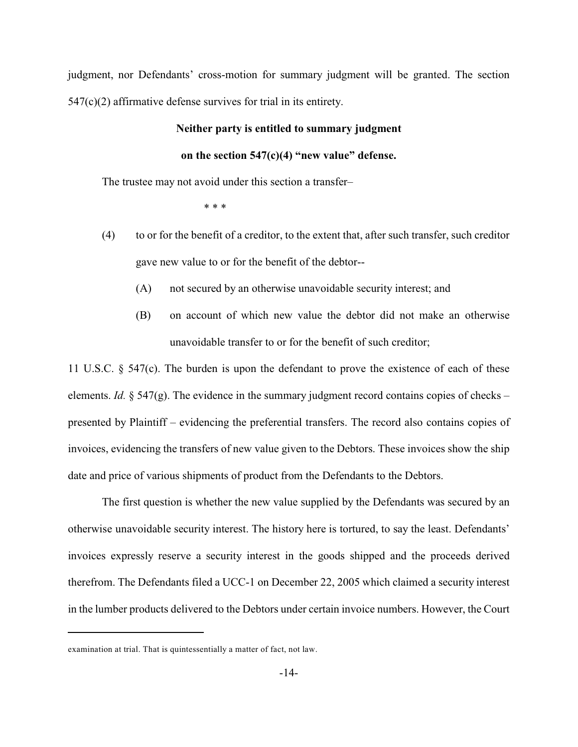judgment, nor Defendants' cross-motion for summary judgment will be granted. The section 547(c)(2) affirmative defense survives for trial in its entirety.

**Neither party is entitled to summary judgment**

**on the section 547(c)(4) "new value" defense.**

The trustee may not avoid under this section a transfer–

\* \* \*

(4) to or for the benefit of a creditor, to the extent that, after such transfer, such creditor gave new value to or for the benefit of the debtor--

(A) not secured by an otherwise unavoidable security interest; and

(B) on account of which new value the debtor did not make an otherwise unavoidable transfer to or for the benefit of such creditor;

11 U.S.C. § 547(c). The burden is upon the defendant to prove the existence of each of these elements. *Id.* § 547(g). The evidence in the summary judgment record contains copies of checks – presented by Plaintiff – evidencing the preferential transfers. The record also contains copies of invoices, evidencing the transfers of new value given to the Debtors. These invoices show the ship date and price of various shipments of product from the Defendants to the Debtors.

The first question is whether the new value supplied by the Defendants was secured by an otherwise unavoidable security interest. The history here is tortured, to say the least. Defendants' invoices expressly reserve a security interest in the goods shipped and the proceeds derived therefrom. The Defendants filed a UCC-1 on December 22, 2005 which claimed a security interest in the lumber products delivered to the Debtors under certain invoice numbers. However, the Court

---

examination at trial. That is quintessentially a matter of fact, not law.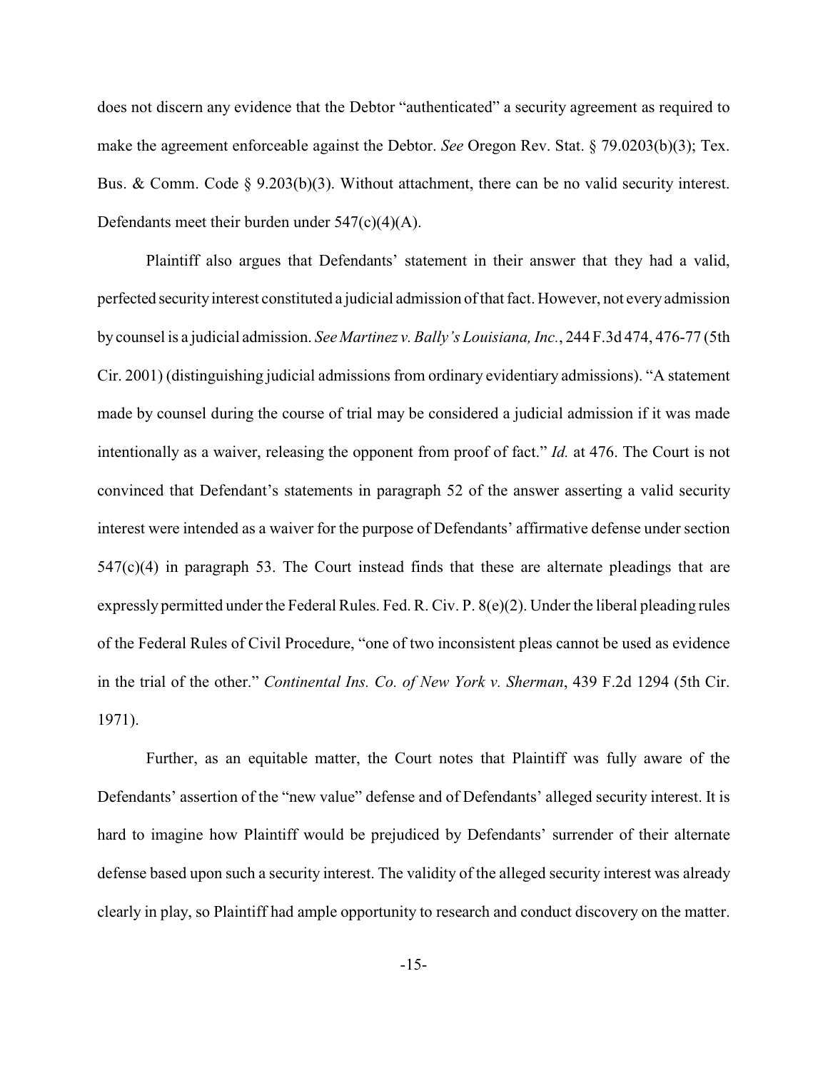does not discern any evidence that the Debtor "authenticated" a security agreement as required to make the agreement enforceable against the Debtor. *See* Oregon Rev. Stat. § 79.0203(b)(3); Tex. Bus. & Comm. Code § 9.203(b)(3). Without attachment, there can be no valid security interest. Defendants meet their burden under 547(c)(4)(A).

Plaintiff also argues that Defendants' statement in their answer that they had a valid, perfected security interest constituted a judicial admission of that fact. However, not every admission by counsel is a judicial admission. *See Martinez v. Bally's Louisiana, Inc.*, 244 F.3d 474, 476-77 (5th Cir. 2001) (distinguishing judicial admissions from ordinary evidentiary admissions). "A statement made by counsel during the course of trial may be considered a judicial admission if it was made intentionally as a waiver, releasing the opponent from proof of fact." *Id.* at 476. The Court is not convinced that Defendant's statements in paragraph 52 of the answer asserting a valid security interest were intended as a waiver for the purpose of Defendants' affirmative defense under section 547(c)(4) in paragraph 53. The Court instead finds that these are alternate pleadings that are expressly permitted under the Federal Rules. Fed. R. Civ. P. 8(e)(2). Under the liberal pleading rules of the Federal Rules of Civil Procedure, "one of two inconsistent pleas cannot be used as evidence in the trial of the other." *Continental Ins. Co. of New York v. Sherman*, 439 F.2d 1294 (5th Cir. 1971).

Further, as an equitable matter, the Court notes that Plaintiff was fully aware of the Defendants' assertion of the "new value" defense and of Defendants' alleged security interest. It is hard to imagine how Plaintiff would be prejudiced by Defendants' surrender of their alternate defense based upon such a security interest. The validity of the alleged security interest was already clearly in play, so Plaintiff had ample opportunity to research and conduct discovery on the matter.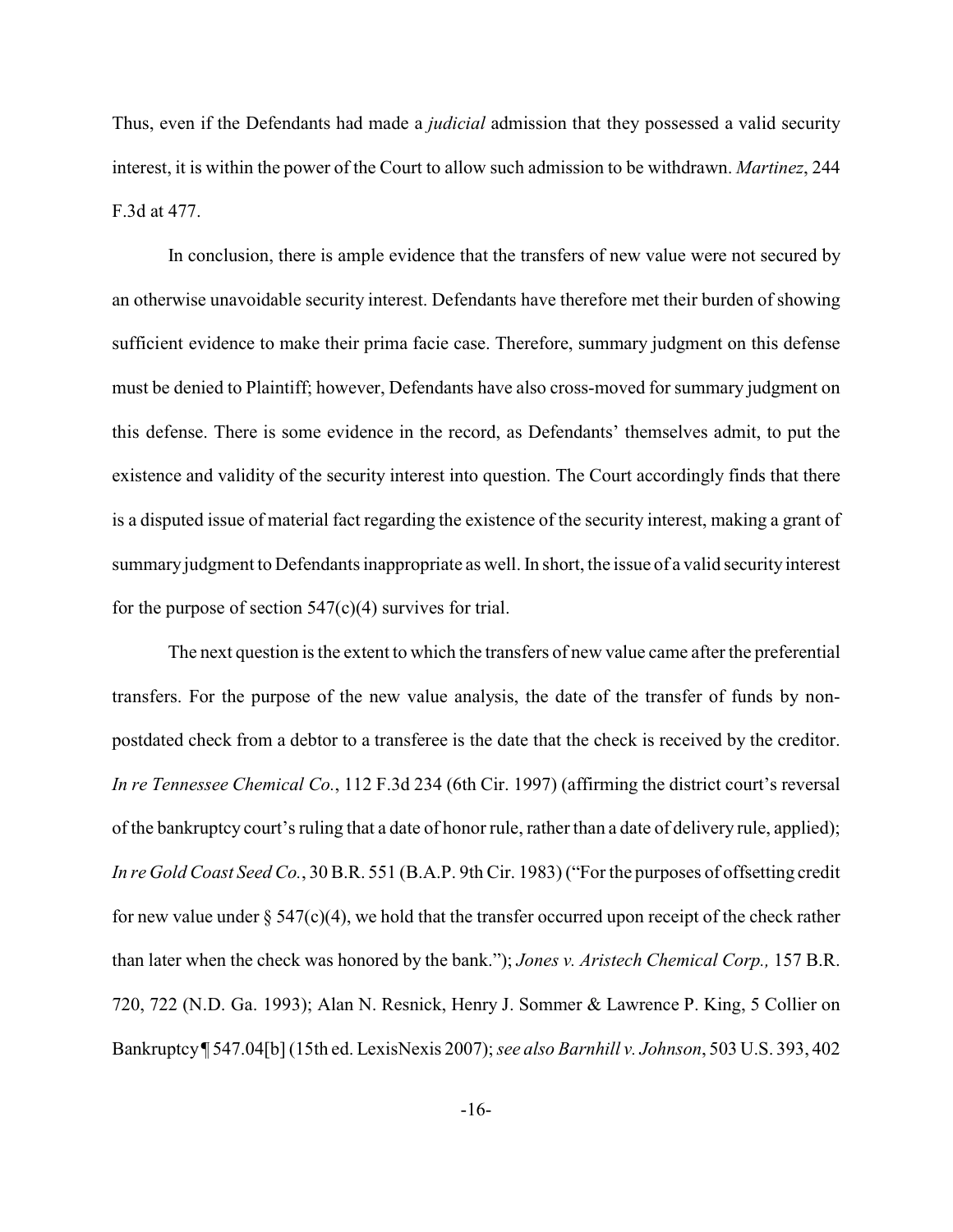Thus, even if the Defendants had made a *judicial* admission that they possessed a valid security interest, it is within the power of the Court to allow such admission to be withdrawn. *Martinez*, 244 F.3d at 477.

In conclusion, there is ample evidence that the transfers of new value were not secured by an otherwise unavoidable security interest. Defendants have therefore met their burden of showing sufficient evidence to make their prima facie case. Therefore, summary judgment on this defense must be denied to Plaintiff; however, Defendants have also cross-moved for summary judgment on this defense. There is some evidence in the record, as Defendants' themselves admit, to put the existence and validity of the security interest into question. The Court accordingly finds that there is a disputed issue of material fact regarding the existence of the security interest, making a grant of summary judgment to Defendants inappropriate as well. In short, the issue of a valid security interest for the purpose of section 547(c)(4) survives for trial.

The next question is the extent to which the transfers of new value came after the preferential transfers. For the purpose of the new value analysis, the date of the transfer of funds by non-postdated check from a debtor to a transferee is the date that the check is received by the creditor. *In re Tennessee Chemical Co.*, 112 F.3d 234 (6th Cir. 1997) (affirming the district court's reversal of the bankruptcy court's ruling that a date of honor rule, rather than a date of delivery rule, applied); *In re Gold Coast Seed Co.*, 30 B.R. 551 (B.A.P. 9th Cir. 1983) ("For the purposes of offsetting credit for new value under § 547(c)(4), we hold that the transfer occurred upon receipt of the check rather than later when the check was honored by the bank."); *Jones v. Aristech Chemical Corp.,* 157 B.R. 720, 722 (N.D. Ga. 1993); Alan N. Resnick, Henry J. Sommer & Lawrence P. King, 5 Collier on Bankruptcy ¶ 547.04[b] (15th ed. LexisNexis 2007); *see also Barnhill v. Johnson*, 503 U.S. 393, 402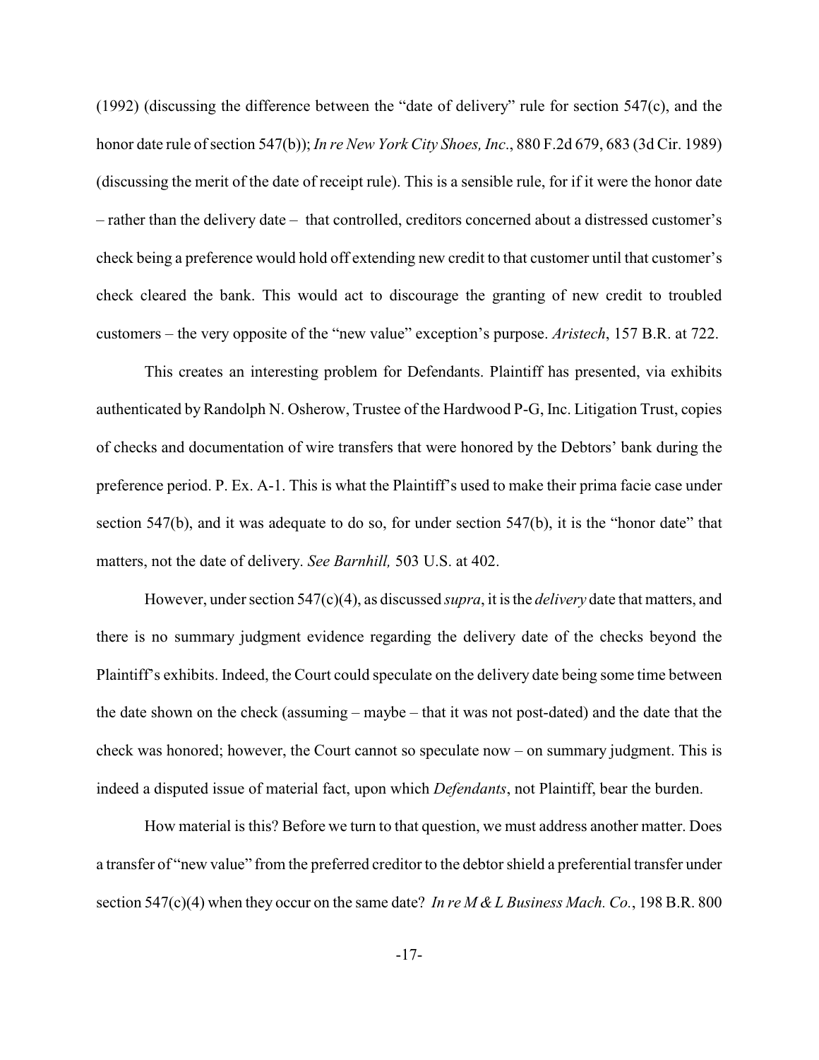(1992) (discussing the difference between the "date of delivery" rule for section 547(c), and the honor date rule of section 547(b)); *In re New York City Shoes, Inc.*, 880 F.2d 679, 683 (3d Cir. 1989) (discussing the merit of the date of receipt rule). This is a sensible rule, for if it were the honor date – rather than the delivery date – that controlled, creditors concerned about a distressed customer's check being a preference would hold off extending new credit to that customer until that customer's check cleared the bank. This would act to discourage the granting of new credit to troubled customers – the very opposite of the "new value" exception's purpose. *Aristech*, 157 B.R. at 722.

This creates an interesting problem for Defendants. Plaintiff has presented, via exhibits authenticated by Randolph N. Osherow, Trustee of the Hardwood P-G, Inc. Litigation Trust, copies of checks and documentation of wire transfers that were honored by the Debtors' bank during the preference period. P. Ex. A-1. This is what the Plaintiff's used to make their prima facie case under section 547(b), and it was adequate to do so, for under section 547(b), it is the "honor date" that matters, not the date of delivery. *See Barnhill,* 503 U.S. at 402.

However, under section 547(c)(4), as discussed *supra*, it is the *delivery* date that matters, and there is no summary judgment evidence regarding the delivery date of the checks beyond the Plaintiff's exhibits. Indeed, the Court could speculate on the delivery date being some time between the date shown on the check (assuming – maybe – that it was not post-dated) and the date that the check was honored; however, the Court cannot so speculate now – on summary judgment. This is indeed a disputed issue of material fact, upon which *Defendants*, not Plaintiff, bear the burden.

How material is this? Before we turn to that question, we must address another matter. Does a transfer of "new value" from the preferred creditor to the debtor shield a preferential transfer under section 547(c)(4) when they occur on the same date? *In re M & L Business Mach. Co.*, 198 B.R. 800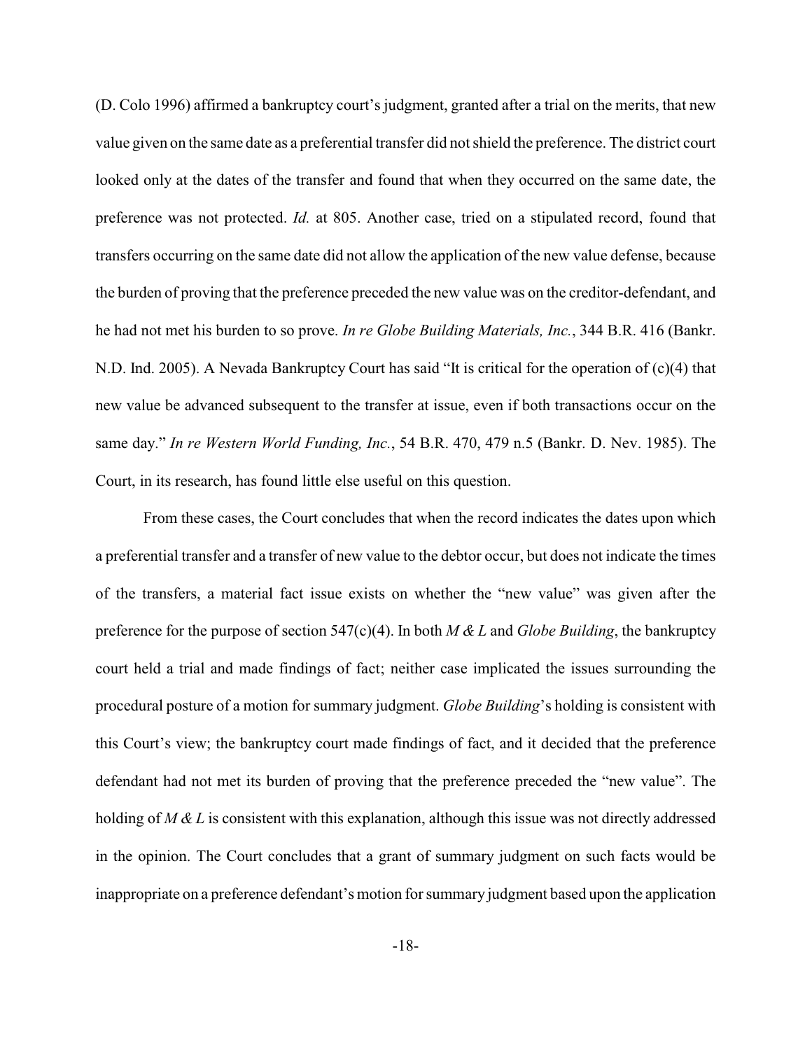(D. Colo 1996) affirmed a bankruptcy court's judgment, granted after a trial on the merits, that new value given on the same date as a preferential transfer did not shield the preference. The district court looked only at the dates of the transfer and found that when they occurred on the same date, the preference was not protected. *Id.* at 805. Another case, tried on a stipulated record, found that transfers occurring on the same date did not allow the application of the new value defense, because the burden of proving that the preference preceded the new value was on the creditor-defendant, and he had not met his burden to so prove. *In re Globe Building Materials, Inc.*, 344 B.R. 416 (Bankr. N.D. Ind. 2005). A Nevada Bankruptcy Court has said "It is critical for the operation of (c)(4) that new value be advanced subsequent to the transfer at issue, even if both transactions occur on the same day." *In re Western World Funding, Inc.*, 54 B.R. 470, 479 n.5 (Bankr. D. Nev. 1985). The Court, in its research, has found little else useful on this question.

From these cases, the Court concludes that when the record indicates the dates upon which a preferential transfer and a transfer of new value to the debtor occur, but does not indicate the times of the transfers, a material fact issue exists on whether the "new value" was given after the preference for the purpose of section 547(c)(4). In both *M & L* and *Globe Building*, the bankruptcy court held a trial and made findings of fact; neither case implicated the issues surrounding the procedural posture of a motion for summary judgment. *Globe Building*'s holding is consistent with this Court's view; the bankruptcy court made findings of fact, and it decided that the preference defendant had not met its burden of proving that the preference preceded the "new value". The holding of *M & L* is consistent with this explanation, although this issue was not directly addressed in the opinion. The Court concludes that a grant of summary judgment on such facts would be inappropriate on a preference defendant's motion for summary judgment based upon the application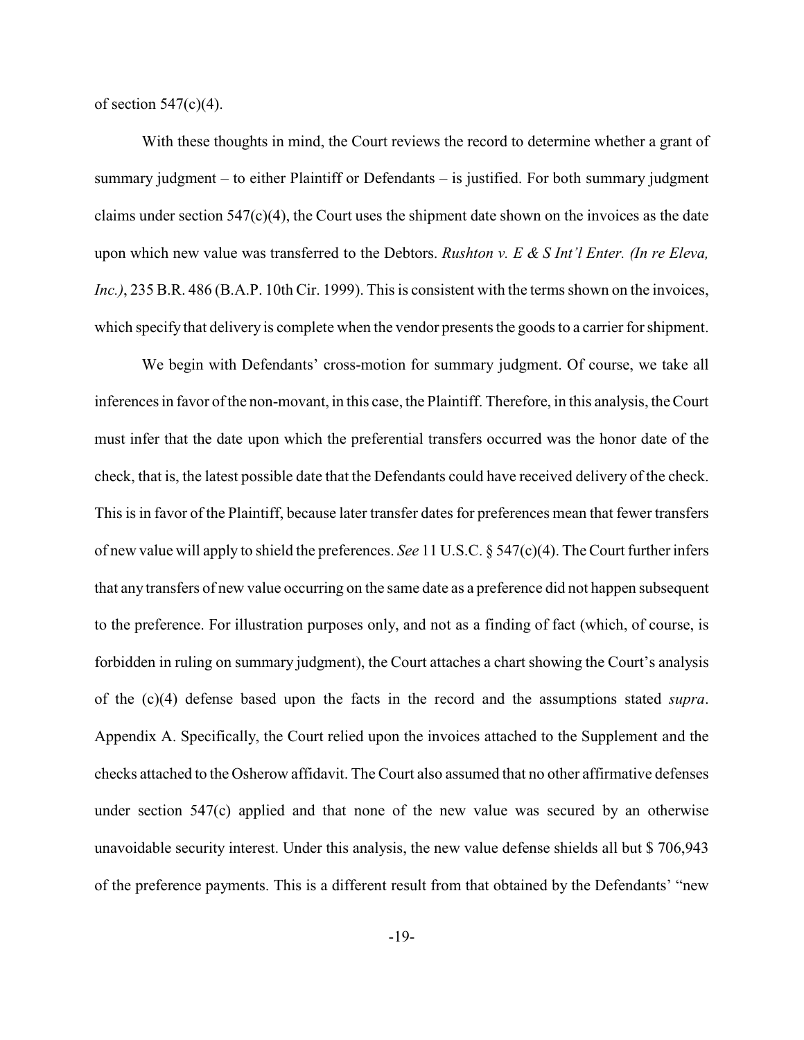of section 547(c)(4).

With these thoughts in mind, the Court reviews the record to determine whether a grant of summary judgment – to either Plaintiff or Defendants – is justified. For both summary judgment claims under section 547(c)(4), the Court uses the shipment date shown on the invoices as the date upon which new value was transferred to the Debtors. *Rushton v. E & S Int'l Enter. (In re Eleva, Inc.)*, 235 B.R. 486 (B.A.P. 10th Cir. 1999). This is consistent with the terms shown on the invoices, which specify that delivery is complete when the vendor presents the goods to a carrier for shipment.

We begin with Defendants' cross-motion for summary judgment. Of course, we take all inferences in favor of the non-movant, in this case, the Plaintiff. Therefore, in this analysis, the Court must infer that the date upon which the preferential transfers occurred was the honor date of the check, that is, the latest possible date that the Defendants could have received delivery of the check. This is in favor of the Plaintiff, because later transfer dates for preferences mean that fewer transfers of new value will apply to shield the preferences. *See* 11 U.S.C. § 547(c)(4). The Court further infers that any transfers of new value occurring on the same date as a preference did not happen subsequent to the preference. For illustration purposes only, and not as a finding of fact (which, of course, is forbidden in ruling on summary judgment), the Court attaches a chart showing the Court's analysis of the (c)(4) defense based upon the facts in the record and the assumptions stated *supra*. Appendix A. Specifically, the Court relied upon the invoices attached to the Supplement and the checks attached to the Osherow affidavit. The Court also assumed that no other affirmative defenses under section 547(c) applied and that none of the new value was secured by an otherwise unavoidable security interest. Under this analysis, the new value defense shields all but $ 706,943 of the preference payments. This is a different result from that obtained by the Defendants' "new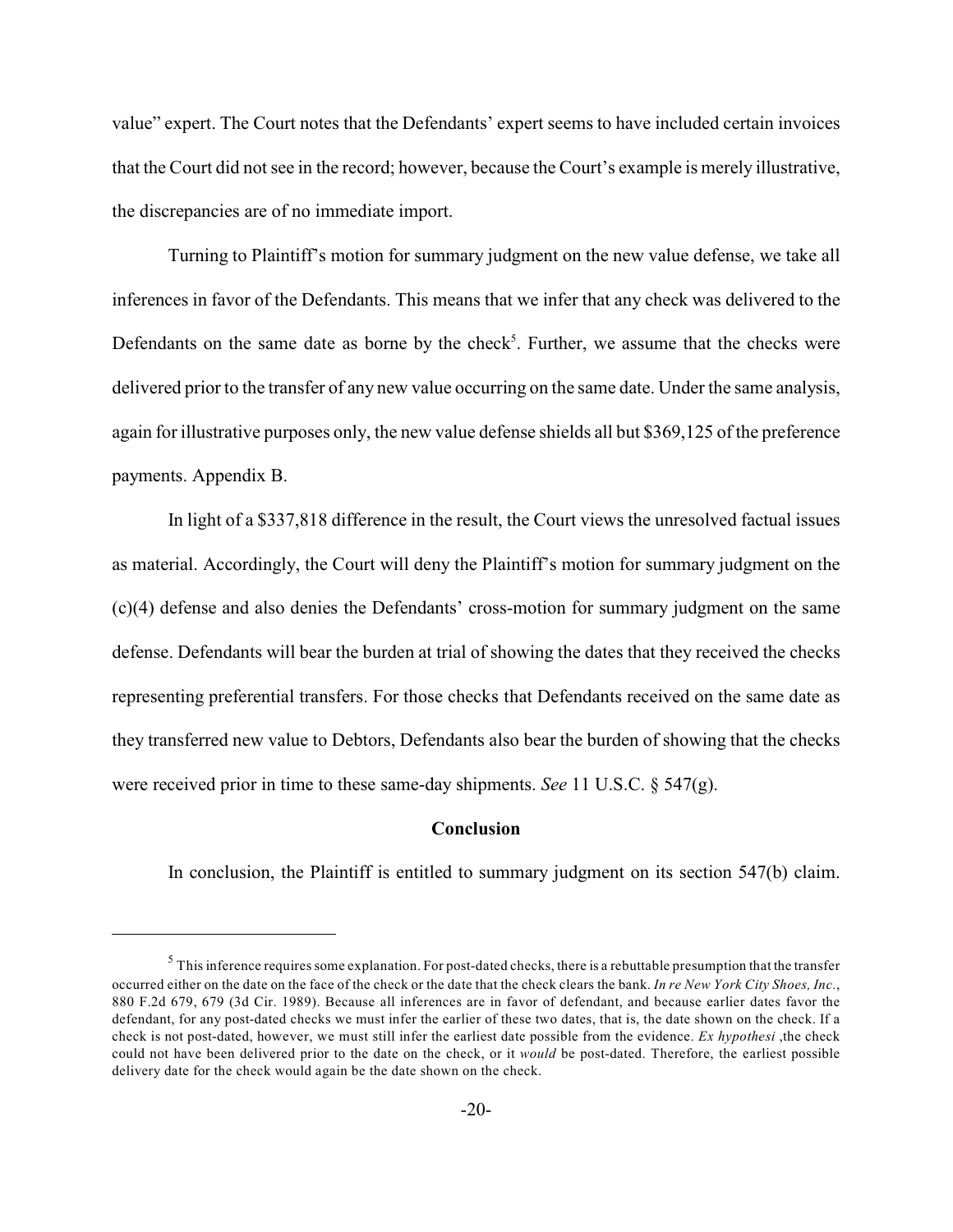value" expert. The Court notes that the Defendants' expert seems to have included certain invoices that the Court did not see in the record; however, because the Court's example is merely illustrative, the discrepancies are of no immediate import.

Turning to Plaintiff's motion for summary judgment on the new value defense, we take all inferences in favor of the Defendants. This means that we infer that any check was delivered to the Defendants on the same date as borne by the check[5]. Further, we assume that the checks were delivered prior to the transfer of any new value occurring on the same date. Under the same analysis, again for illustrative purposes only, the new value defense shields all but $369,125 of the preference payments. Appendix B.

In light of a $337,818 difference in the result, the Court views the unresolved factual issues as material. Accordingly, the Court will deny the Plaintiff's motion for summary judgment on the (c)(4) defense and also denies the Defendants' cross-motion for summary judgment on the same defense. Defendants will bear the burden at trial of showing the dates that they received the checks representing preferential transfers. For those checks that Defendants received on the same date as they transferred new value to Debtors, Defendants also bear the burden of showing that the checks were received prior in time to these same-day shipments. *See* 11 U.S.C. § 547(g).

## Conclusion

In conclusion, the Plaintiff is entitled to summary judgment on its section 547(b) claim.

---

[5] This inference requires some explanation. For post-dated checks, there is a rebuttable presumption that the transfer occurred either on the date on the face of the check or the date that the check clears the bank. *In re New York City Shoes, Inc.*, 880 F.2d 679, 679 (3d Cir. 1989). Because all inferences are in favor of defendant, and because earlier dates favor the defendant, for any post-dated checks we must infer the earlier of these two dates, that is, the date shown on the check. If a check is not post-dated, however, we must still infer the earliest date possible from the evidence. *Ex hypothesi* ,the check could not have been delivered prior to the date on the check, or it *would* be post-dated. Therefore, the earliest possible delivery date for the check would again be the date shown on the check.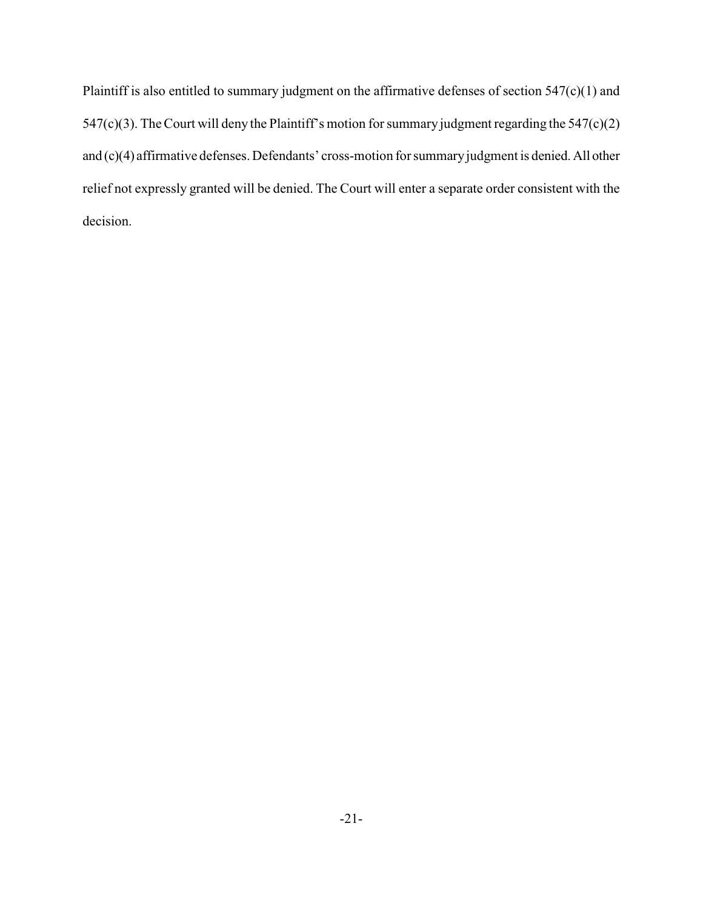Plaintiff is also entitled to summary judgment on the affirmative defenses of section 547(c)(1) and 547(c)(3). The Court will deny the Plaintiff's motion for summary judgment regarding the 547(c)(2) and (c)(4) affirmative defenses. Defendants' cross-motion for summary judgment is denied. All other relief not expressly granted will be denied. The Court will enter a separate order consistent with the decision.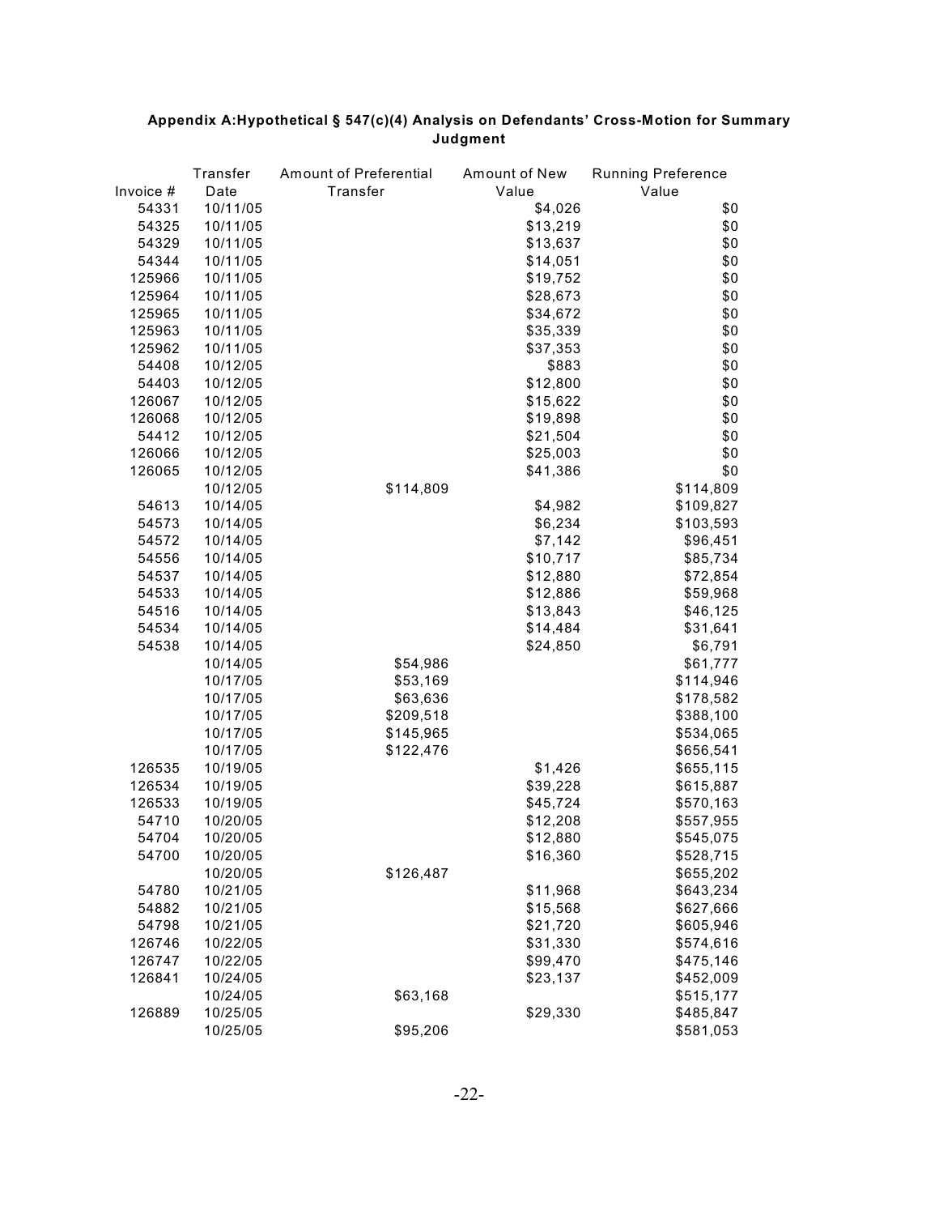**Appendix A:Hypothetical § 547(c)(4) Analysis on Defendants' Cross-Motion for Summary Judgment**

| Invoice # | Transfer Date | Amount of Preferential Transfer | Amount of New Value | Running Preference Value |
|---|---|---|---|---|
| 54331 | 10/11/05 | | $4,026 | $0 |
| 54325 | 10/11/05 | | $13,219 | $0 |
| 54329 | 10/11/05 | | $13,637 | $0 |
| 54344 | 10/11/05 | | $14,051 | $0 |
| 125966 | 10/11/05 | | $19,752 | $0 |
| 125964 | 10/11/05 | | $28,673 | $0 |
| 125965 | 10/11/05 | | $34,672 | $0 |
| 125963 | 10/11/05 | | $35,339 | $0 |
| 125962 | 10/11/05 | | $37,353 | $0 |
| 54408 | 10/12/05 | | $883 | $0 |
| 54403 | 10/12/05 | | $12,800 | $0 |
| 126067 | 10/12/05 | | $15,622 | $0 |
| 126068 | 10/12/05 | | $19,898 | $0 |
| 54412 | 10/12/05 | | $21,504 | $0 |
| 126066 | 10/12/05 | | $25,003 | $0 |
| 126065 | 10/12/05 | | $41,386 | $0 |
| | 10/12/05 | $114,809 | | $114,809 |
| 54613 | 10/14/05 | | $4,982 | $109,827 |
| 54573 | 10/14/05 | | $6,234 | $103,593 |
| 54572 | 10/14/05 | | $7,142 | $96,451 |
| 54556 | 10/14/05 | | $10,717 | $85,734 |
| 54537 | 10/14/05 | | $12,880 | $72,854 |
| 54533 | 10/14/05 | | $12,886 | $59,968 |
| 54516 | 10/14/05 | | $13,843 | $46,125 |
| 54534 | 10/14/05 | | $14,484 | $31,641 |
| 54538 | 10/14/05 | | $24,850 | $6,791 |
| | 10/14/05 | $54,986 | | $61,777 |
| | 10/17/05 | $53,169 | | $114,946 |
| | 10/17/05 | $63,636 | | $178,582 |
| | 10/17/05 | $209,518 | | $388,100 |
| | 10/17/05 | $145,965 | | $534,065 |
| | 10/17/05 | $122,476 | | $656,541 |
| 126535 | 10/19/05 | | $1,426 | $655,115 |
| 126534 | 10/19/05 | | $39,228 | $615,887 |
| 126533 | 10/19/05 | | $45,724 | $570,163 |
| 54710 | 10/20/05 | | $12,208 | $557,955 |
| 54704 | 10/20/05 | | $12,880 | $545,075 |
| 54700 | 10/20/05 | | $16,360 | $528,715 |
| | 10/20/05 | $126,487 | | $655,202 |
| 54780 | 10/21/05 | | $11,968 | $643,234 |
| 54882 | 10/21/05 | | $15,568 | $627,666 |
| 54798 | 10/21/05 | | $21,720 | $605,946 |
| 126746 | 10/22/05 | | $31,330 | $574,616 |
| 126747 | 10/22/05 | | $99,470 | $475,146 |
| 126841 | 10/24/05 | | $23,137 | $452,009 |
| | 10/24/05 | $63,168 | | $515,177 |
| 126889 | 10/25/05 | | $29,330 | $485,847 |
| | 10/25/05 | $95,206 | | $581,053 |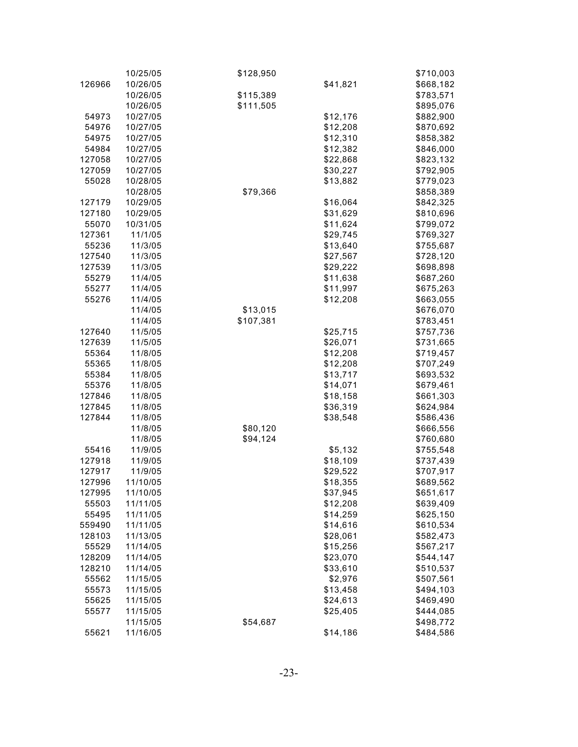|  |  |  |  |  |
|---|---|---|---|---|
|  | 10/25/05 | $128,950 |  | $710,003 |
| 126966 | 10/26/05 |  | $41,821 | $668,182 |
|  | 10/26/05 | $115,389 |  | $783,571 |
|  | 10/26/05 | $111,505 |  | $895,076 |
| 54973 | 10/27/05 |  | $12,176 | $882,900 |
| 54976 | 10/27/05 |  | $12,208 | $870,692 |
| 54975 | 10/27/05 |  | $12,310 | $858,382 |
| 54984 | 10/27/05 |  | $12,382 | $846,000 |
| 127058 | 10/27/05 |  | $22,868 | $823,132 |
| 127059 | 10/27/05 |  | $30,227 | $792,905 |
| 55028 | 10/28/05 |  | $13,882 | $779,023 |
|  | 10/28/05 | $79,366 |  | $858,389 |
| 127179 | 10/29/05 |  | $16,064 | $842,325 |
| 127180 | 10/29/05 |  | $31,629 | $810,696 |
| 55070 | 10/31/05 |  | $11,624 | $799,072 |
| 127361 | 11/1/05 |  | $29,745 | $769,327 |
| 55236 | 11/3/05 |  | $13,640 | $755,687 |
| 127540 | 11/3/05 |  | $27,567 | $728,120 |
| 127539 | 11/3/05 |  | $29,222 | $698,898 |
| 55279 | 11/4/05 |  | $11,638 | $687,260 |
| 55277 | 11/4/05 |  | $11,997 | $675,263 |
| 55276 | 11/4/05 |  | $12,208 | $663,055 |
|  | 11/4/05 | $13,015 |  | $676,070 |
|  | 11/4/05 | $107,381 |  | $783,451 |
| 127640 | 11/5/05 |  | $25,715 | $757,736 |
| 127639 | 11/5/05 |  | $26,071 | $731,665 |
| 55364 | 11/8/05 |  | $12,208 | $719,457 |
| 55365 | 11/8/05 |  | $12,208 | $707,249 |
| 55384 | 11/8/05 |  | $13,717 | $693,532 |
| 55376 | 11/8/05 |  | $14,071 | $679,461 |
| 127846 | 11/8/05 |  | $18,158 | $661,303 |
| 127845 | 11/8/05 |  | $36,319 | $624,984 |
| 127844 | 11/8/05 |  | $38,548 | $586,436 |
|  | 11/8/05 | $80,120 |  | $666,556 |
|  | 11/8/05 | $94,124 |  | $760,680 |
| 55416 | 11/9/05 |  | $5,132 | $755,548 |
| 127918 | 11/9/05 |  | $18,109 | $737,439 |
| 127917 | 11/9/05 |  | $29,522 | $707,917 |
| 127996 | 11/10/05 |  | $18,355 | $689,562 |
| 127995 | 11/10/05 |  | $37,945 | $651,617 |
| 55503 | 11/11/05 |  | $12,208 | $639,409 |
| 55495 | 11/11/05 |  | $14,259 | $625,150 |
| 559490 | 11/11/05 |  | $14,616 | $610,534 |
| 128103 | 11/13/05 |  | $28,061 | $582,473 |
| 55529 | 11/14/05 |  | $15,256 | $567,217 |
| 128209 | 11/14/05 |  | $23,070 | $544,147 |
| 128210 | 11/14/05 |  | $33,610 | $510,537 |
| 55562 | 11/15/05 |  | $2,976 | $507,561 |
| 55573 | 11/15/05 |  | $13,458 | $494,103 |
| 55625 | 11/15/05 |  | $24,613 | $469,490 |
| 55577 | 11/15/05 |  | $25,405 | $444,085 |
|  | 11/15/05 | $54,687 |  | $498,772 |
| 55621 | 11/16/05 |  | $14,186 | $484,586 |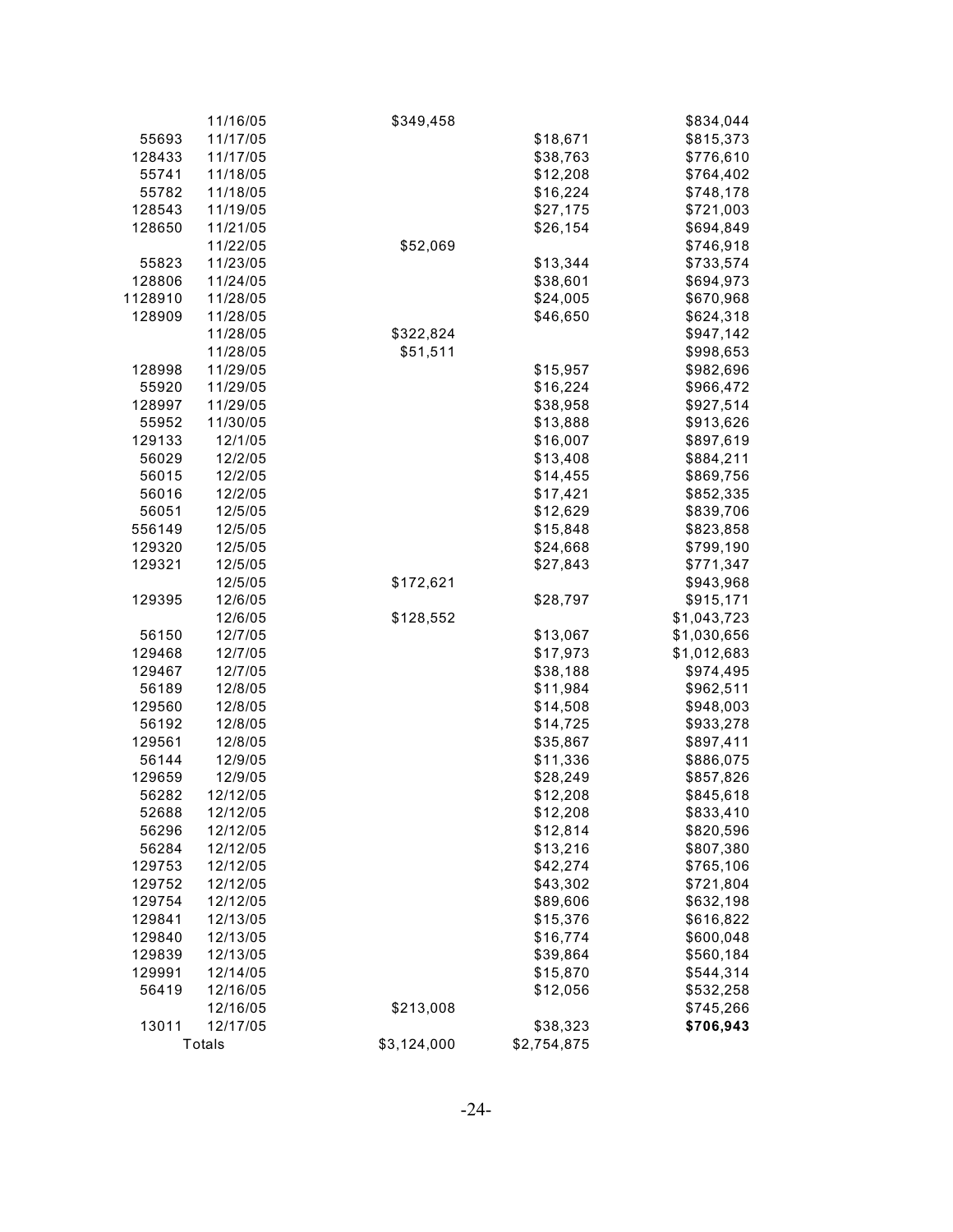| | | | | |
|---|---|---|---|---|
| | 11/16/05 | $349,458 | | $834,044 |
| 55693 | 11/17/05 | | $18,671 | $815,373 |
| 128433 | 11/17/05 | | $38,763 | $776,610 |
| 55741 | 11/18/05 | | $12,208 | $764,402 |
| 55782 | 11/18/05 | | $16,224 | $748,178 |
| 128543 | 11/19/05 | | $27,175 | $721,003 |
| 128650 | 11/21/05 | | $26,154 | $694,849 |
| | 11/22/05 | $52,069 | | $746,918 |
| 55823 | 11/23/05 | | $13,344 | $733,574 |
| 128806 | 11/24/05 | | $38,601 | $694,973 |
| 1128910 | 11/28/05 | | $24,005 | $670,968 |
| 128909 | 11/28/05 | | $46,650 | $624,318 |
| | 11/28/05 | $322,824 | | $947,142 |
| | 11/28/05 | $51,511 | | $998,653 |
| 128998 | 11/29/05 | | $15,957 | $982,696 |
| 55920 | 11/29/05 | | $16,224 | $966,472 |
| 128997 | 11/29/05 | | $38,958 | $927,514 |
| 55952 | 11/30/05 | | $13,888 | $913,626 |
| 129133 | 12/1/05 | | $16,007 | $897,619 |
| 56029 | 12/2/05 | | $13,408 | $884,211 |
| 56015 | 12/2/05 | | $14,455 | $869,756 |
| 56016 | 12/2/05 | | $17,421 | $852,335 |
| 56051 | 12/5/05 | | $12,629 | $839,706 |
| 556149 | 12/5/05 | | $15,848 | $823,858 |
| 129320 | 12/5/05 | | $24,668 | $799,190 |
| 129321 | 12/5/05 | | $27,843 | $771,347 |
| | 12/5/05 | $172,621 | | $943,968 |
| 129395 | 12/6/05 | | $28,797 | $915,171 |
| | 12/6/05 | $128,552 | | $1,043,723 |
| 56150 | 12/7/05 | | $13,067 | $1,030,656 |
| 129468 | 12/7/05 | | $17,973 | $1,012,683 |
| 129467 | 12/7/05 | | $38,188 | $974,495 |
| 56189 | 12/8/05 | | $11,984 | $962,511 |
| 129560 | 12/8/05 | | $14,508 | $948,003 |
| 56192 | 12/8/05 | | $14,725 | $933,278 |
| 129561 | 12/8/05 | | $35,867 | $897,411 |
| 56144 | 12/9/05 | | $11,336 | $886,075 |
| 129659 | 12/9/05 | | $28,249 | $857,826 |
| 56282 | 12/12/05 | | $12,208 | $845,618 |
| 52688 | 12/12/05 | | $12,208 | $833,410 |
| 56296 | 12/12/05 | | $12,814 | $820,596 |
| 56284 | 12/12/05 | | $13,216 | $807,380 |
| 129753 | 12/12/05 | | $42,274 | $765,106 |
| 129752 | 12/12/05 | | $43,302 | $721,804 |
| 129754 | 12/12/05 | | $89,606 | $632,198 |
| 129841 | 12/13/05 | | $15,376 | $616,822 |
| 129840 | 12/13/05 | | $16,774 | $600,048 |
| 129839 | 12/13/05 | | $39,864 | $560,184 |
| 129991 | 12/14/05 | | $15,870 | $544,314 |
| 56419 | 12/16/05 | | $12,056 | $532,258 |
| | 12/16/05 | $213,008 | | $745,266 |
| 13011 | 12/17/05 | | $38,323 | **$706,943** |
| Totals | | $3,124,000 | $2,754,875 | |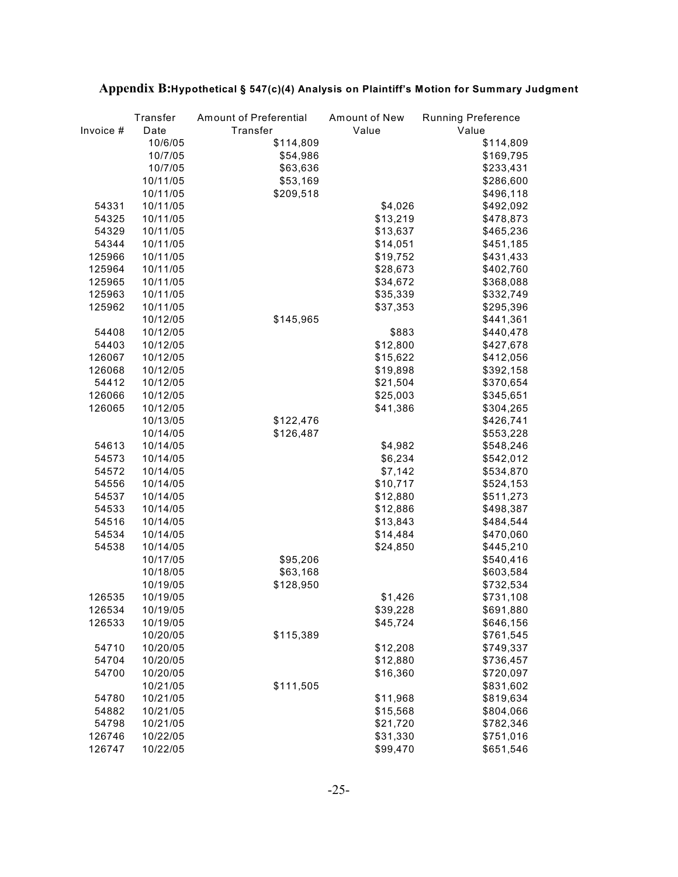## Appendix B: Hypothetical § 547(c)(4) Analysis on Plaintiff's Motion for Summary Judgment

| Invoice # | Transfer Date | Amount of Preferential Transfer | Amount of New Value | Running Preference Value |
|---|---|---|---|---|
| | 10/6/05 | $114,809 | | $114,809 |
| | 10/7/05 | $54,986 | | $169,795 |
| | 10/7/05 | $63,636 | | $233,431 |
| | 10/11/05 | $53,169 | | $286,600 |
| | 10/11/05 | $209,518 | | $496,118 |
| 54331 | 10/11/05 | | $4,026 | $492,092 |
| 54325 | 10/11/05 | | $13,219 | $478,873 |
| 54329 | 10/11/05 | | $13,637 | $465,236 |
| 54344 | 10/11/05 | | $14,051 | $451,185 |
| 125966 | 10/11/05 | | $19,752 | $431,433 |
| 125964 | 10/11/05 | | $28,673 | $402,760 |
| 125965 | 10/11/05 | | $34,672 | $368,088 |
| 125963 | 10/11/05 | | $35,339 | $332,749 |
| 125962 | 10/11/05 | | $37,353 | $295,396 |
| | 10/12/05 | $145,965 | | $441,361 |
| 54408 | 10/12/05 | | $883 | $440,478 |
| 54403 | 10/12/05 | | $12,800 | $427,678 |
| 126067 | 10/12/05 | | $15,622 | $412,056 |
| 126068 | 10/12/05 | | $19,898 | $392,158 |
| 54412 | 10/12/05 | | $21,504 | $370,654 |
| 126066 | 10/12/05 | | $25,003 | $345,651 |
| 126065 | 10/12/05 | | $41,386 | $304,265 |
| | 10/13/05 | $122,476 | | $426,741 |
| | 10/14/05 | $126,487 | | $553,228 |
| 54613 | 10/14/05 | | $4,982 | $548,246 |
| 54573 | 10/14/05 | | $6,234 | $542,012 |
| 54572 | 10/14/05 | | $7,142 | $534,870 |
| 54556 | 10/14/05 | | $10,717 | $524,153 |
| 54537 | 10/14/05 | | $12,880 | $511,273 |
| 54533 | 10/14/05 | | $12,886 | $498,387 |
| 54516 | 10/14/05 | | $13,843 | $484,544 |
| 54534 | 10/14/05 | | $14,484 | $470,060 |
| 54538 | 10/14/05 | | $24,850 | $445,210 |
| | 10/17/05 | $95,206 | | $540,416 |
| | 10/18/05 | $63,168 | | $603,584 |
| | 10/19/05 | $128,950 | | $732,534 |
| 126535 | 10/19/05 | | $1,426 | $731,108 |
| 126534 | 10/19/05 | | $39,228 | $691,880 |
| 126533 | 10/19/05 | | $45,724 | $646,156 |
| | 10/20/05 | $115,389 | | $761,545 |
| 54710 | 10/20/05 | | $12,208 | $749,337 |
| 54704 | 10/20/05 | | $12,880 | $736,457 |
| 54700 | 10/20/05 | | $16,360 | $720,097 |
| | 10/21/05 | $111,505 | | $831,602 |
| 54780 | 10/21/05 | | $11,968 | $819,634 |
| 54882 | 10/21/05 | | $15,568 | $804,066 |
| 54798 | 10/21/05 | | $21,720 | $782,346 |
| 126746 | 10/22/05 | | $31,330 | $751,016 |
| 126747 | 10/22/05 | | $99,470 | $651,546 |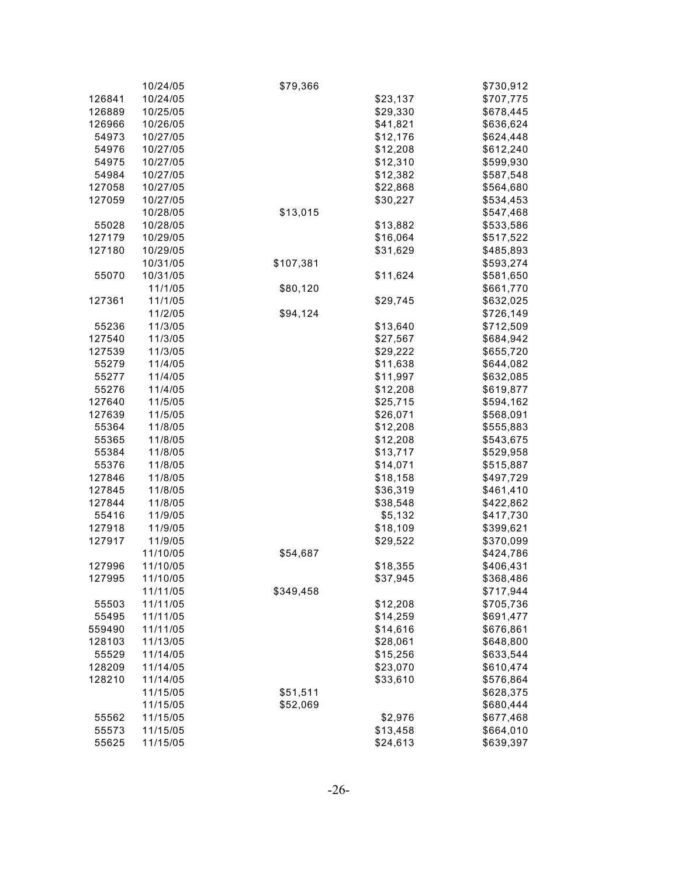|  |  |  |  |  |
|---|---|---|---|---|
|  | 10/24/05 | $79,366 |  | $730,912 |
| 126841 | 10/24/05 |  | $23,137 | $707,775 |
| 126889 | 10/25/05 |  | $29,330 | $678,445 |
| 126966 | 10/26/05 |  | $41,821 | $636,624 |
| 54973 | 10/27/05 |  | $12,176 | $624,448 |
| 54976 | 10/27/05 |  | $12,208 | $612,240 |
| 54975 | 10/27/05 |  | $12,310 | $599,930 |
| 54984 | 10/27/05 |  | $12,382 | $587,548 |
| 127058 | 10/27/05 |  | $22,868 | $564,680 |
| 127059 | 10/27/05 |  | $30,227 | $534,453 |
|  | 10/28/05 | $13,015 |  | $547,468 |
| 55028 | 10/28/05 |  | $13,882 | $533,586 |
| 127179 | 10/29/05 |  | $16,064 | $517,522 |
| 127180 | 10/29/05 |  | $31,629 | $485,893 |
|  | 10/31/05 | $107,381 |  | $593,274 |
| 55070 | 10/31/05 |  | $11,624 | $581,650 |
|  | 11/1/05 | $80,120 |  | $661,770 |
| 127361 | 11/1/05 |  | $29,745 | $632,025 |
|  | 11/2/05 | $94,124 |  | $726,149 |
| 55236 | 11/3/05 |  | $13,640 | $712,509 |
| 127540 | 11/3/05 |  | $27,567 | $684,942 |
| 127539 | 11/3/05 |  | $29,222 | $655,720 |
| 55279 | 11/4/05 |  | $11,638 | $644,082 |
| 55277 | 11/4/05 |  | $11,997 | $632,085 |
| 55276 | 11/4/05 |  | $12,208 | $619,877 |
| 127640 | 11/5/05 |  | $25,715 | $594,162 |
| 127639 | 11/5/05 |  | $26,071 | $568,091 |
| 55364 | 11/8/05 |  | $12,208 | $555,883 |
| 55365 | 11/8/05 |  | $12,208 | $543,675 |
| 55384 | 11/8/05 |  | $13,717 | $529,958 |
| 55376 | 11/8/05 |  | $14,071 | $515,887 |
| 127846 | 11/8/05 |  | $18,158 | $497,729 |
| 127845 | 11/8/05 |  | $36,319 | $461,410 |
| 127844 | 11/8/05 |  | $38,548 | $422,862 |
| 55416 | 11/9/05 |  | $5,132 | $417,730 |
| 127918 | 11/9/05 |  | $18,109 | $399,621 |
| 127917 | 11/9/05 |  | $29,522 | $370,099 |
|  | 11/10/05 | $54,687 |  | $424,786 |
| 127996 | 11/10/05 |  | $18,355 | $406,431 |
| 127995 | 11/10/05 |  | $37,945 | $368,486 |
|  | 11/11/05 | $349,458 |  | $717,944 |
| 55503 | 11/11/05 |  | $12,208 | $705,736 |
| 55495 | 11/11/05 |  | $14,259 | $691,477 |
| 559490 | 11/11/05 |  | $14,616 | $676,861 |
| 128103 | 11/13/05 |  | $28,061 | $648,800 |
| 55529 | 11/14/05 |  | $15,256 | $633,544 |
| 128209 | 11/14/05 |  | $23,070 | $610,474 |
| 128210 | 11/14/05 |  | $33,610 | $576,864 |
|  | 11/15/05 | $51,511 |  | $628,375 |
|  | 11/15/05 | $52,069 |  | $680,444 |
| 55562 | 11/15/05 |  | $2,976 | $677,468 |
| 55573 | 11/15/05 |  | $13,458 | $664,010 |
| 55625 | 11/15/05 |  | $24,613 | $639,397 |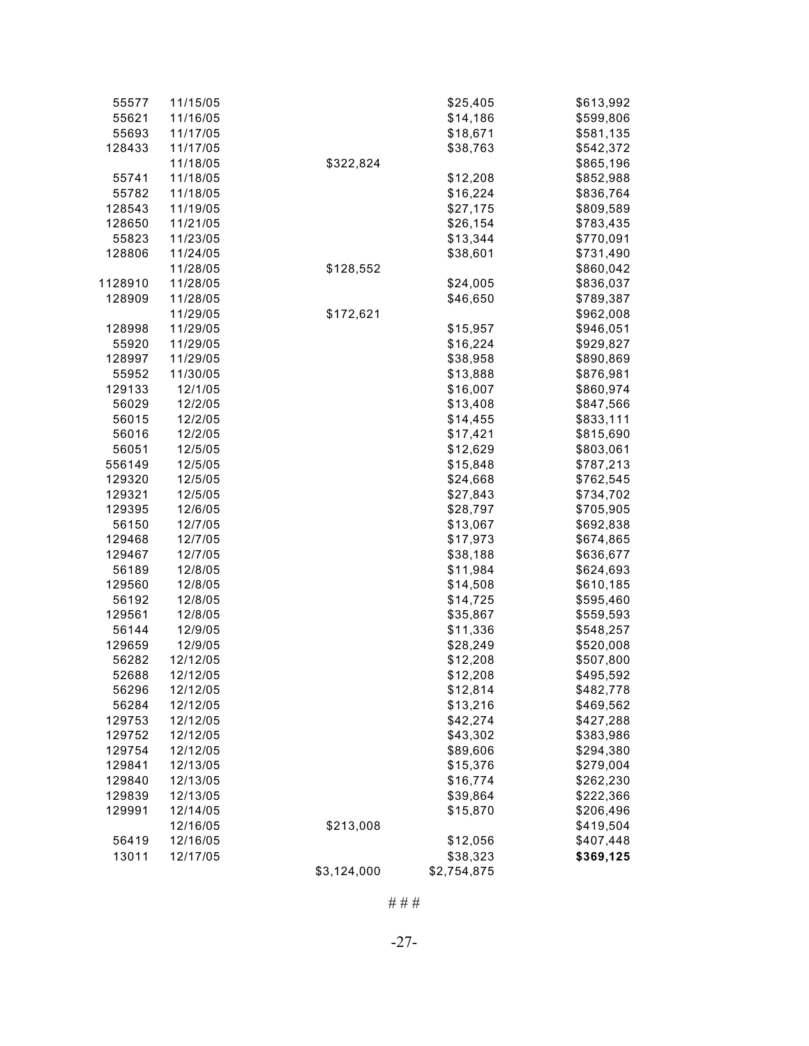| | | | | |
|---|---|---|---|---|
| 55577 | 11/15/05 | | $25,405 | $613,992 |
| 55621 | 11/16/05 | | $14,186 | $599,806 |
| 55693 | 11/17/05 | | $18,671 | $581,135 |
| 128433 | 11/17/05 | | $38,763 | $542,372 |
| | 11/18/05 | $322,824 | | $865,196 |
| 55741 | 11/18/05 | | $12,208 | $852,988 |
| 55782 | 11/18/05 | | $16,224 | $836,764 |
| 128543 | 11/19/05 | | $27,175 | $809,589 |
| 128650 | 11/21/05 | | $26,154 | $783,435 |
| 55823 | 11/23/05 | | $13,344 | $770,091 |
| 128806 | 11/24/05 | | $38,601 | $731,490 |
| | 11/28/05 | $128,552 | | $860,042 |
| 1128910 | 11/28/05 | | $24,005 | $836,037 |
| 128909 | 11/28/05 | | $46,650 | $789,387 |
| | 11/29/05 | $172,621 | | $962,008 |
| 128998 | 11/29/05 | | $15,957 | $946,051 |
| 55920 | 11/29/05 | | $16,224 | $929,827 |
| 128997 | 11/29/05 | | $38,958 | $890,869 |
| 55952 | 11/30/05 | | $13,888 | $876,981 |
| 129133 | 12/1/05 | | $16,007 | $860,974 |
| 56029 | 12/2/05 | | $13,408 | $847,566 |
| 56015 | 12/2/05 | | $14,455 | $833,111 |
| 56016 | 12/2/05 | | $17,421 | $815,690 |
| 56051 | 12/5/05 | | $12,629 | $803,061 |
| 556149 | 12/5/05 | | $15,848 | $787,213 |
| 129320 | 12/5/05 | | $24,668 | $762,545 |
| 129321 | 12/5/05 | | $27,843 | $734,702 |
| 129395 | 12/6/05 | | $28,797 | $705,905 |
| 56150 | 12/7/05 | | $13,067 | $692,838 |
| 129468 | 12/7/05 | | $17,973 | $674,865 |
| 129467 | 12/7/05 | | $38,188 | $636,677 |
| 56189 | 12/8/05 | | $11,984 | $624,693 |
| 129560 | 12/8/05 | | $14,508 | $610,185 |
| 56192 | 12/8/05 | | $14,725 | $595,460 |
| 129561 | 12/8/05 | | $35,867 | $559,593 |
| 56144 | 12/9/05 | | $11,336 | $548,257 |
| 129659 | 12/9/05 | | $28,249 | $520,008 |
| 56282 | 12/12/05 | | $12,208 | $507,800 |
| 52688 | 12/12/05 | | $12,208 | $495,592 |
| 56296 | 12/12/05 | | $12,814 | $482,778 |
| 56284 | 12/12/05 | | $13,216 | $469,562 |
| 129753 | 12/12/05 | | $42,274 | $427,288 |
| 129752 | 12/12/05 | | $43,302 | $383,986 |
| 129754 | 12/12/05 | | $89,606 | $294,380 |
| 129841 | 12/13/05 | | $15,376 | $279,004 |
| 129840 | 12/13/05 | | $16,774 | $262,230 |
| 129839 | 12/13/05 | | $39,864 | $222,366 |
| 129991 | 12/14/05 | | $15,870 | $206,496 |
| | 12/16/05 | $213,008 | | $419,504 |
| 56419 | 12/16/05 | | $12,056 | $407,448 |
| 13011 | 12/17/05 | | $38,323 | **$369,125** |
| | | $3,124,000 | $2,754,875 | |

# # #